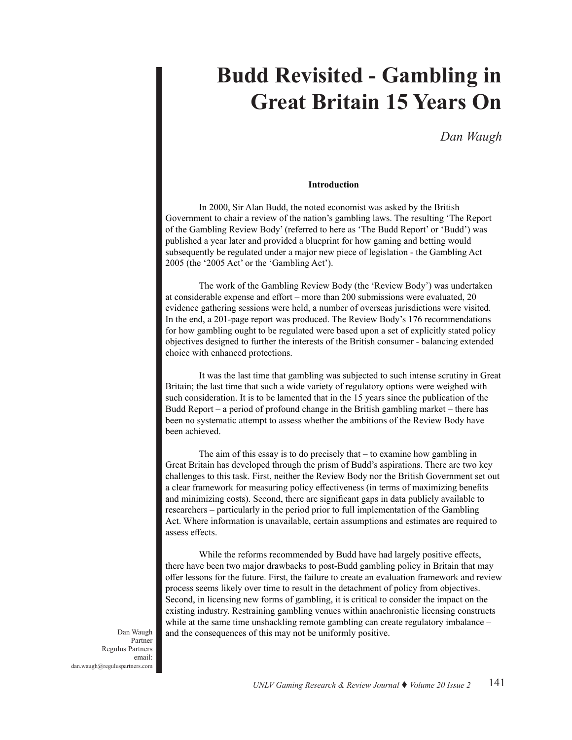# Budd Revisited - Gambling in Great Britain 15 Years On

*Dan Waugh*

Dan Waugh
Partner
Regulus Partners
email:
dan.waugh@reguluspartners.com

## Introduction

In 2000, Sir Alan Budd, the noted economist was asked by the British Government to chair a review of the nation's gambling laws. The resulting 'The Report of the Gambling Review Body' (referred to here as 'The Budd Report' or 'Budd') was published a year later and provided a blueprint for how gaming and betting would subsequently be regulated under a major new piece of legislation - the Gambling Act 2005 (the '2005 Act' or the 'Gambling Act').

The work of the Gambling Review Body (the 'Review Body') was undertaken at considerable expense and effort – more than 200 submissions were evaluated, 20 evidence gathering sessions were held, a number of overseas jurisdictions were visited. In the end, a 201-page report was produced. The Review Body's 176 recommendations for how gambling ought to be regulated were based upon a set of explicitly stated policy objectives designed to further the interests of the British consumer - balancing extended choice with enhanced protections.

It was the last time that gambling was subjected to such intense scrutiny in Great Britain; the last time that such a wide variety of regulatory options were weighed with such consideration. It is to be lamented that in the 15 years since the publication of the Budd Report – a period of profound change in the British gambling market – there has been no systematic attempt to assess whether the ambitions of the Review Body have been achieved.

The aim of this essay is to do precisely that – to examine how gambling in Great Britain has developed through the prism of Budd's aspirations. There are two key challenges to this task. First, neither the Review Body nor the British Government set out a clear framework for measuring policy effectiveness (in terms of maximizing benefits and minimizing costs). Second, there are significant gaps in data publicly available to researchers – particularly in the period prior to full implementation of the Gambling Act. Where information is unavailable, certain assumptions and estimates are required to assess effects.

While the reforms recommended by Budd have had largely positive effects, there have been two major drawbacks to post-Budd gambling policy in Britain that may offer lessons for the future. First, the failure to create an evaluation framework and review process seems likely over time to result in the detachment of policy from objectives. Second, in licensing new forms of gambling, it is critical to consider the impact on the existing industry. Restraining gambling venues within anachronistic licensing constructs while at the same time unshackling remote gambling can create regulatory imbalance – and the consequences of this may not be uniformly positive.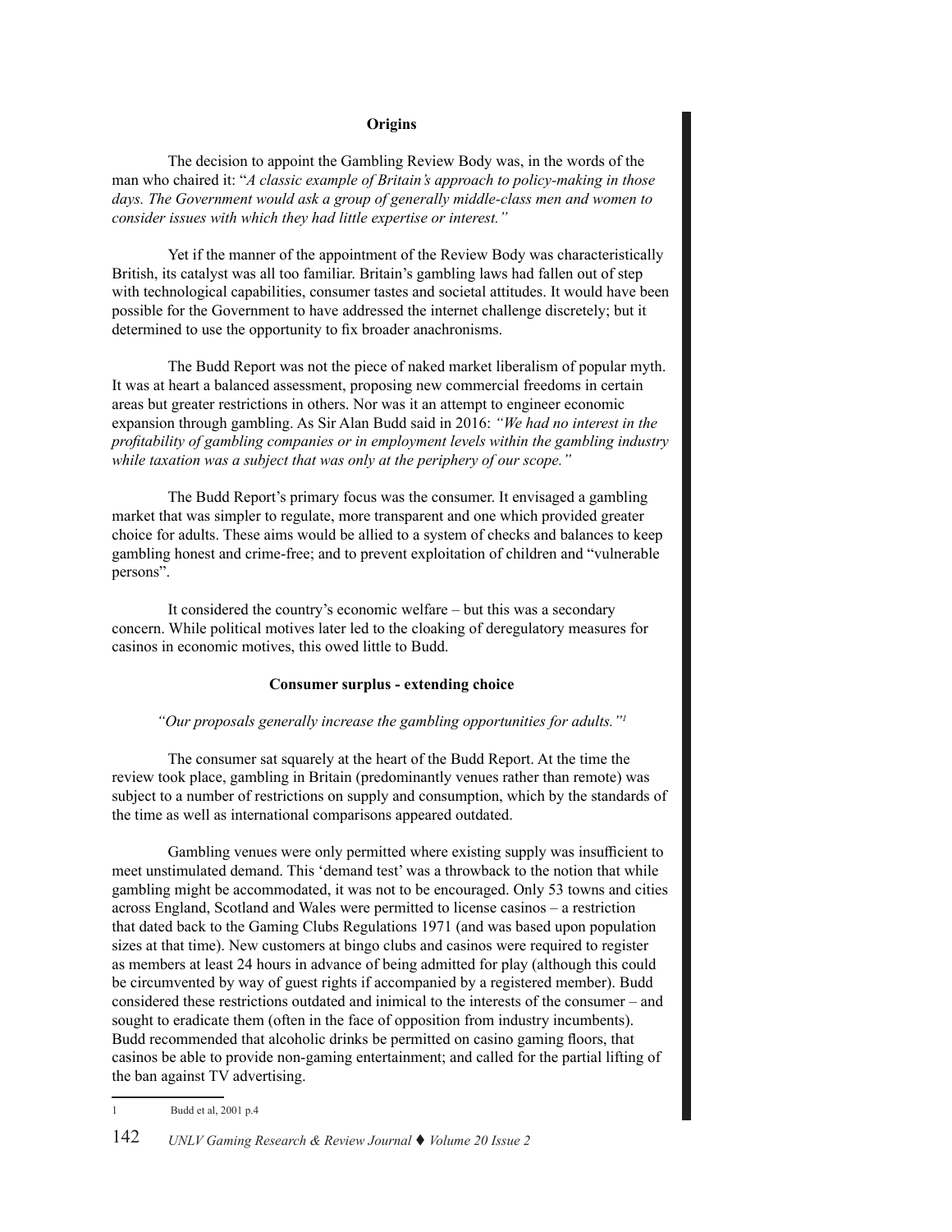## Origins

The decision to appoint the Gambling Review Body was, in the words of the man who chaired it: "*A classic example of Britain's approach to policy-making in those days. The Government would ask a group of generally middle-class men and women to consider issues with which they had little expertise or interest.*"

Yet if the manner of the appointment of the Review Body was characteristically British, its catalyst was all too familiar. Britain's gambling laws had fallen out of step with technological capabilities, consumer tastes and societal attitudes. It would have been possible for the Government to have addressed the internet challenge discretely; but it determined to use the opportunity to fix broader anachronisms.

The Budd Report was not the piece of naked market liberalism of popular myth. It was at heart a balanced assessment, proposing new commercial freedoms in certain areas but greater restrictions in others. Nor was it an attempt to engineer economic expansion through gambling. As Sir Alan Budd said in 2016: *"We had no interest in the profitability of gambling companies or in employment levels within the gambling industry while taxation was a subject that was only at the periphery of our scope."*

The Budd Report's primary focus was the consumer. It envisaged a gambling market that was simpler to regulate, more transparent and one which provided greater choice for adults. These aims would be allied to a system of checks and balances to keep gambling honest and crime-free; and to prevent exploitation of children and "vulnerable persons".

It considered the country's economic welfare – but this was a secondary concern. While political motives later led to the cloaking of deregulatory measures for casinos in economic motives, this owed little to Budd.

## Consumer surplus - extending choice

*"Our proposals generally increase the gambling opportunities for adults."*[1]

The consumer sat squarely at the heart of the Budd Report. At the time the review took place, gambling in Britain (predominantly venues rather than remote) was subject to a number of restrictions on supply and consumption, which by the standards of the time as well as international comparisons appeared outdated.

Gambling venues were only permitted where existing supply was insufficient to meet unstimulated demand. This 'demand test' was a throwback to the notion that while gambling might be accommodated, it was not to be encouraged. Only 53 towns and cities across England, Scotland and Wales were permitted to license casinos – a restriction that dated back to the Gaming Clubs Regulations 1971 (and was based upon population sizes at that time). New customers at bingo clubs and casinos were required to register as members at least 24 hours in advance of being admitted for play (although this could be circumvented by way of guest rights if accompanied by a registered member). Budd considered these restrictions outdated and inimical to the interests of the consumer – and sought to eradicate them (often in the face of opposition from industry incumbents). Budd recommended that alcoholic drinks be permitted on casino gaming floors, that casinos be able to provide non-gaming entertainment; and called for the partial lifting of the ban against TV advertising.

---

1 Budd et al, 2001 p.4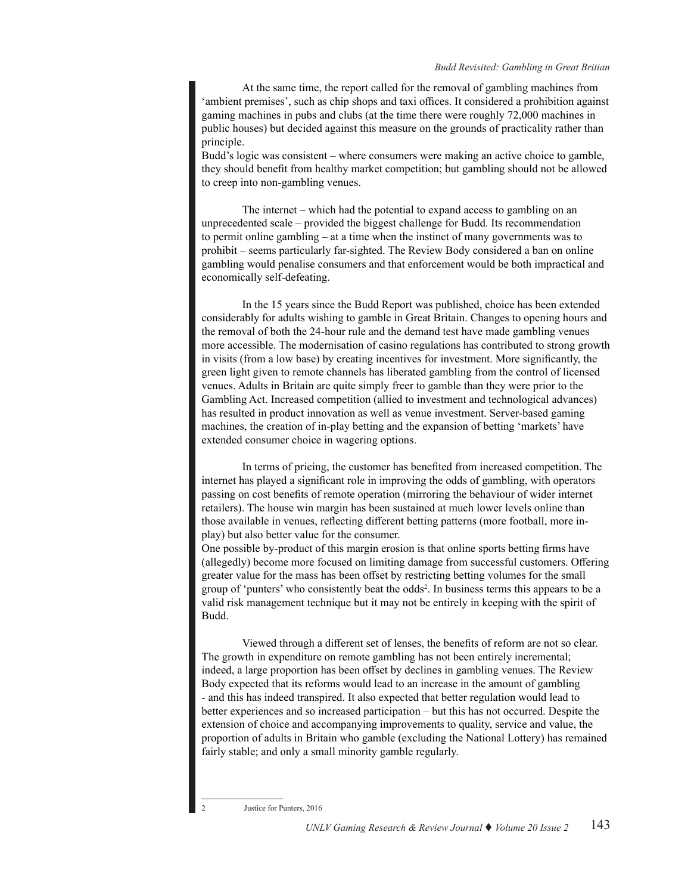At the same time, the report called for the removal of gambling machines from 'ambient premises', such as chip shops and taxi offices. It considered a prohibition against gaming machines in pubs and clubs (at the time there were roughly 72,000 machines in public houses) but decided against this measure on the grounds of practicality rather than principle.

Budd's logic was consistent – where consumers were making an active choice to gamble, they should benefit from healthy market competition; but gambling should not be allowed to creep into non-gambling venues.

The internet – which had the potential to expand access to gambling on an unprecedented scale – provided the biggest challenge for Budd. Its recommendation to permit online gambling – at a time when the instinct of many governments was to prohibit – seems particularly far-sighted. The Review Body considered a ban on online gambling would penalise consumers and that enforcement would be both impractical and economically self-defeating.

In the 15 years since the Budd Report was published, choice has been extended considerably for adults wishing to gamble in Great Britain. Changes to opening hours and the removal of both the 24-hour rule and the demand test have made gambling venues more accessible. The modernisation of casino regulations has contributed to strong growth in visits (from a low base) by creating incentives for investment. More significantly, the green light given to remote channels has liberated gambling from the control of licensed venues. Adults in Britain are quite simply freer to gamble than they were prior to the Gambling Act. Increased competition (allied to investment and technological advances) has resulted in product innovation as well as venue investment. Server-based gaming machines, the creation of in-play betting and the expansion of betting 'markets' have extended consumer choice in wagering options.

In terms of pricing, the customer has benefited from increased competition. The internet has played a significant role in improving the odds of gambling, with operators passing on cost benefits of remote operation (mirroring the behaviour of wider internet retailers). The house win margin has been sustained at much lower levels online than those available in venues, reflecting different betting patterns (more football, more in-play) but also better value for the consumer.

One possible by-product of this margin erosion is that online sports betting firms have (allegedly) become more focused on limiting damage from successful customers. Offering greater value for the mass has been offset by restricting betting volumes for the small group of 'punters' who consistently beat the odds[2]. In business terms this appears to be a valid risk management technique but it may not be entirely in keeping with the spirit of Budd.

Viewed through a different set of lenses, the benefits of reform are not so clear. The growth in expenditure on remote gambling has not been entirely incremental; indeed, a large proportion has been offset by declines in gambling venues. The Review Body expected that its reforms would lead to an increase in the amount of gambling - and this has indeed transpired. It also expected that better regulation would lead to better experiences and so increased participation – but this has not occurred. Despite the extension of choice and accompanying improvements to quality, service and value, the proportion of adults in Britain who gamble (excluding the National Lottery) has remained fairly stable; and only a small minority gamble regularly.

---

[2] Justice for Punters, 2016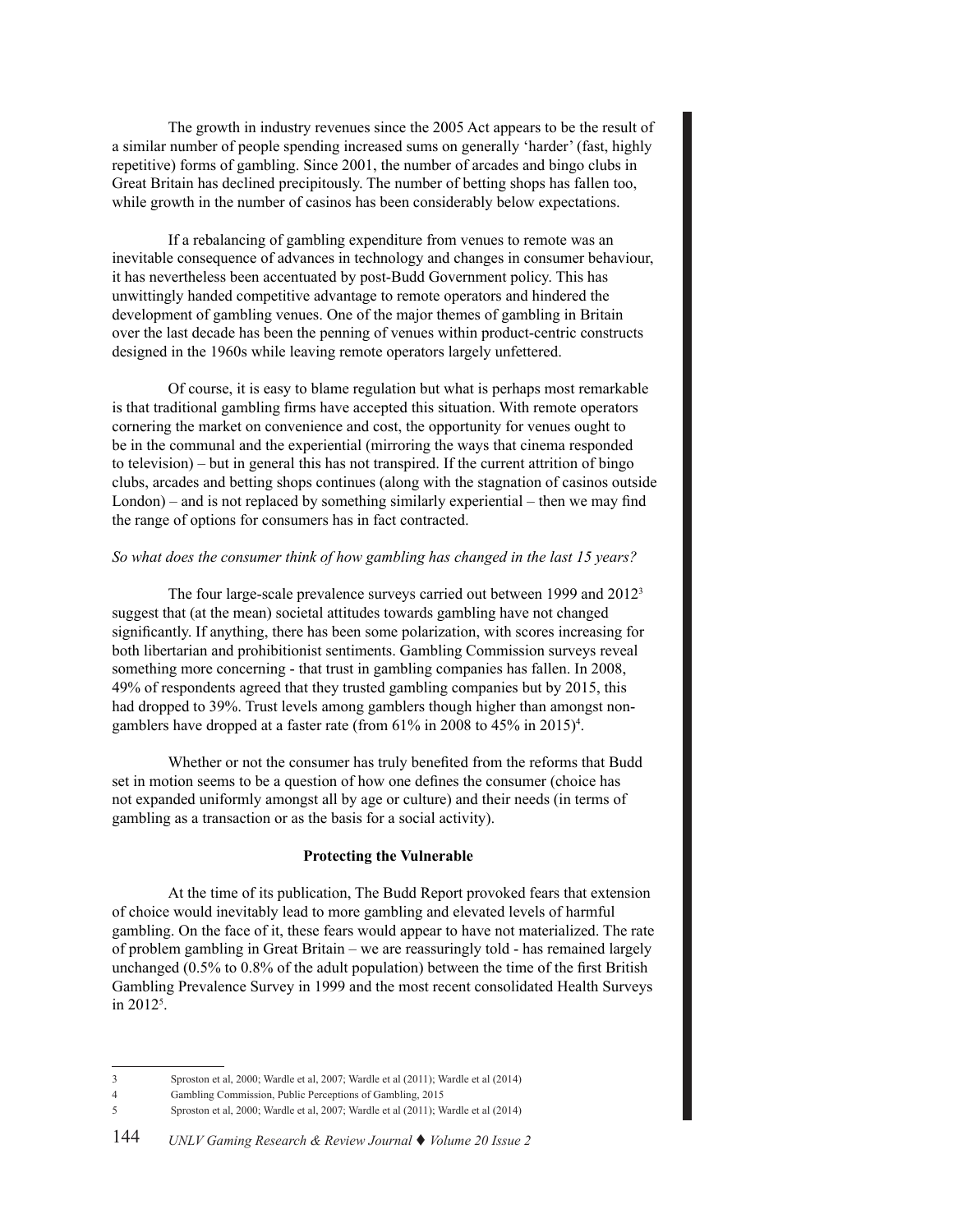The growth in industry revenues since the 2005 Act appears to be the result of a similar number of people spending increased sums on generally 'harder' (fast, highly repetitive) forms of gambling. Since 2001, the number of arcades and bingo clubs in Great Britain has declined precipitously. The number of betting shops has fallen too, while growth in the number of casinos has been considerably below expectations.

If a rebalancing of gambling expenditure from venues to remote was an inevitable consequence of advances in technology and changes in consumer behaviour, it has nevertheless been accentuated by post-Budd Government policy. This has unwittingly handed competitive advantage to remote operators and hindered the development of gambling venues. One of the major themes of gambling in Britain over the last decade has been the penning of venues within product-centric constructs designed in the 1960s while leaving remote operators largely unfettered.

Of course, it is easy to blame regulation but what is perhaps most remarkable is that traditional gambling firms have accepted this situation. With remote operators cornering the market on convenience and cost, the opportunity for venues ought to be in the communal and the experiential (mirroring the ways that cinema responded to television) – but in general this has not transpired. If the current attrition of bingo clubs, arcades and betting shops continues (along with the stagnation of casinos outside London) – and is not replaced by something similarly experiential – then we may find the range of options for consumers has in fact contracted.

*So what does the consumer think of how gambling has changed in the last 15 years?*

The four large-scale prevalence surveys carried out between 1999 and 2012[3] suggest that (at the mean) societal attitudes towards gambling have not changed significantly. If anything, there has been some polarization, with scores increasing for both libertarian and prohibitionist sentiments. Gambling Commission surveys reveal something more concerning - that trust in gambling companies has fallen. In 2008, 49% of respondents agreed that they trusted gambling companies but by 2015, this had dropped to 39%. Trust levels among gamblers though higher than amongst non-gamblers have dropped at a faster rate (from 61% in 2008 to 45% in 2015)[4].

Whether or not the consumer has truly benefited from the reforms that Budd set in motion seems to be a question of how one defines the consumer (choice has not expanded uniformly amongst all by age or culture) and their needs (in terms of gambling as a transaction or as the basis for a social activity).

**Protecting the Vulnerable**

At the time of its publication, The Budd Report provoked fears that extension of choice would inevitably lead to more gambling and elevated levels of harmful gambling. On the face of it, these fears would appear to have not materialized. The rate of problem gambling in Great Britain – we are reassuringly told - has remained largely unchanged (0.5% to 0.8% of the adult population) between the time of the first British Gambling Prevalence Survey in 1999 and the most recent consolidated Health Surveys in 2012[5].

---

3 Sproston et al, 2000; Wardle et al, 2007; Wardle et al (2011); Wardle et al (2014)

4 Gambling Commission, Public Perceptions of Gambling, 2015

5 Sproston et al, 2000; Wardle et al, 2007; Wardle et al (2011); Wardle et al (2014)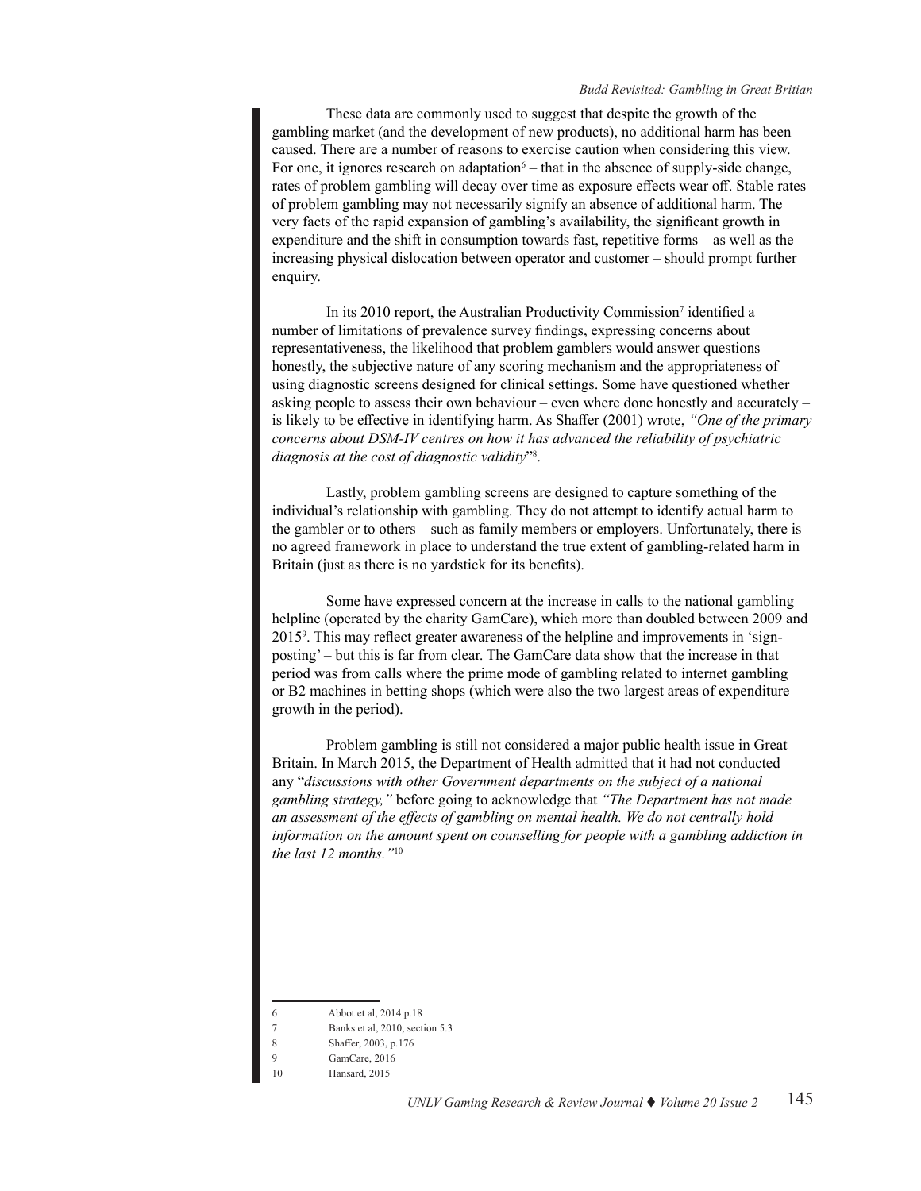These data are commonly used to suggest that despite the growth of the gambling market (and the development of new products), no additional harm has been caused. There are a number of reasons to exercise caution when considering this view. For one, it ignores research on adaptation[6] – that in the absence of supply-side change, rates of problem gambling will decay over time as exposure effects wear off. Stable rates of problem gambling may not necessarily signify an absence of additional harm. The very facts of the rapid expansion of gambling's availability, the significant growth in expenditure and the shift in consumption towards fast, repetitive forms – as well as the increasing physical dislocation between operator and customer – should prompt further enquiry.

In its 2010 report, the Australian Productivity Commission[7] identified a number of limitations of prevalence survey findings, expressing concerns about representativeness, the likelihood that problem gamblers would answer questions honestly, the subjective nature of any scoring mechanism and the appropriateness of using diagnostic screens designed for clinical settings. Some have questioned whether asking people to assess their own behaviour – even where done honestly and accurately – is likely to be effective in identifying harm. As Shaffer (2001) wrote, *"One of the primary concerns about DSM-IV centres on how it has advanced the reliability of psychiatric diagnosis at the cost of diagnostic validity*"[8].

Lastly, problem gambling screens are designed to capture something of the individual's relationship with gambling. They do not attempt to identify actual harm to the gambler or to others – such as family members or employers. Unfortunately, there is no agreed framework in place to understand the true extent of gambling-related harm in Britain (just as there is no yardstick for its benefits).

Some have expressed concern at the increase in calls to the national gambling helpline (operated by the charity GamCare), which more than doubled between 2009 and 2015[9]. This may reflect greater awareness of the helpline and improvements in 'sign-posting' – but this is far from clear. The GamCare data show that the increase in that period was from calls where the prime mode of gambling related to internet gambling or B2 machines in betting shops (which were also the two largest areas of expenditure growth in the period).

Problem gambling is still not considered a major public health issue in Great Britain. In March 2015, the Department of Health admitted that it had not conducted any "*discussions with other Government departments on the subject of a national gambling strategy,"* before going to acknowledge that *"The Department has not made an assessment of the effects of gambling on mental health. We do not centrally hold information on the amount spent on counselling for people with a gambling addiction in the last 12 months."*[10]

---

6 Abbot et al, 2014 p.18

7 Banks et al, 2010, section 5.3

8 Shaffer, 2003, p.176

9 GamCare, 2016

10 Hansard, 2015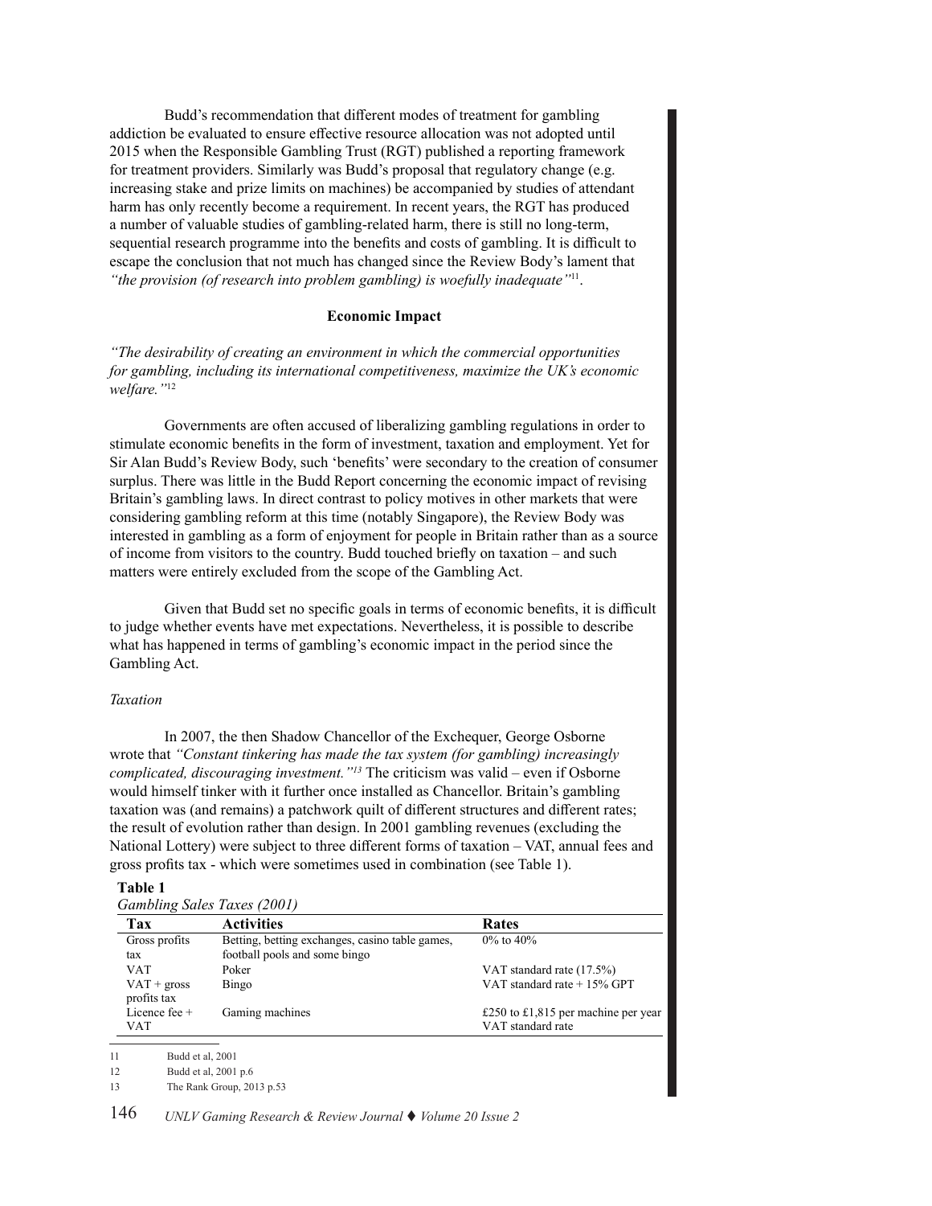Budd's recommendation that different modes of treatment for gambling addiction be evaluated to ensure effective resource allocation was not adopted until 2015 when the Responsible Gambling Trust (RGT) published a reporting framework for treatment providers. Similarly was Budd's proposal that regulatory change (e.g. increasing stake and prize limits on machines) be accompanied by studies of attendant harm has only recently become a requirement. In recent years, the RGT has produced a number of valuable studies of gambling-related harm, there is still no long-term, sequential research programme into the benefits and costs of gambling. It is difficult to escape the conclusion that not much has changed since the Review Body's lament that *"the provision (of research into problem gambling) is woefully inadequate"*[11].

## Economic Impact

*"The desirability of creating an environment in which the commercial opportunities for gambling, including its international competitiveness, maximize the UK's economic welfare."*[12]

Governments are often accused of liberalizing gambling regulations in order to stimulate economic benefits in the form of investment, taxation and employment. Yet for Sir Alan Budd's Review Body, such 'benefits' were secondary to the creation of consumer surplus. There was little in the Budd Report concerning the economic impact of revising Britain's gambling laws. In direct contrast to policy motives in other markets that were considering gambling reform at this time (notably Singapore), the Review Body was interested in gambling as a form of enjoyment for people in Britain rather than as a source of income from visitors to the country. Budd touched briefly on taxation – and such matters were entirely excluded from the scope of the Gambling Act.

Given that Budd set no specific goals in terms of economic benefits, it is difficult to judge whether events have met expectations. Nevertheless, it is possible to describe what has happened in terms of gambling's economic impact in the period since the Gambling Act.

### *Taxation*

In 2007, the then Shadow Chancellor of the Exchequer, George Osborne wrote that *"Constant tinkering has made the tax system (for gambling) increasingly complicated, discouraging investment."*[13] The criticism was valid – even if Osborne would himself tinker with it further once installed as Chancellor. Britain's gambling taxation was (and remains) a patchwork quilt of different structures and different rates; the result of evolution rather than design. In 2001 gambling revenues (excluding the National Lottery) were subject to three different forms of taxation – VAT, annual fees and gross profits tax - which were sometimes used in combination (see Table 1).

**Table 1**

*Gambling Sales Taxes (2001)*

| Tax | Activities | Rates |
|---|---|---|
| Gross profits tax | Betting, betting exchanges, casino table games, football pools and some bingo | 0% to 40% |
| VAT | Poker | VAT standard rate (17.5%) |
| VAT + gross profits tax | Bingo | VAT standard rate + 15% GPT |
| Licence fee + VAT | Gaming machines | £250 to £1,815 per machine per year VAT standard rate |

---

11 Budd et al, 2001

12 Budd et al, 2001 p.6

13 The Rank Group, 2013 p.53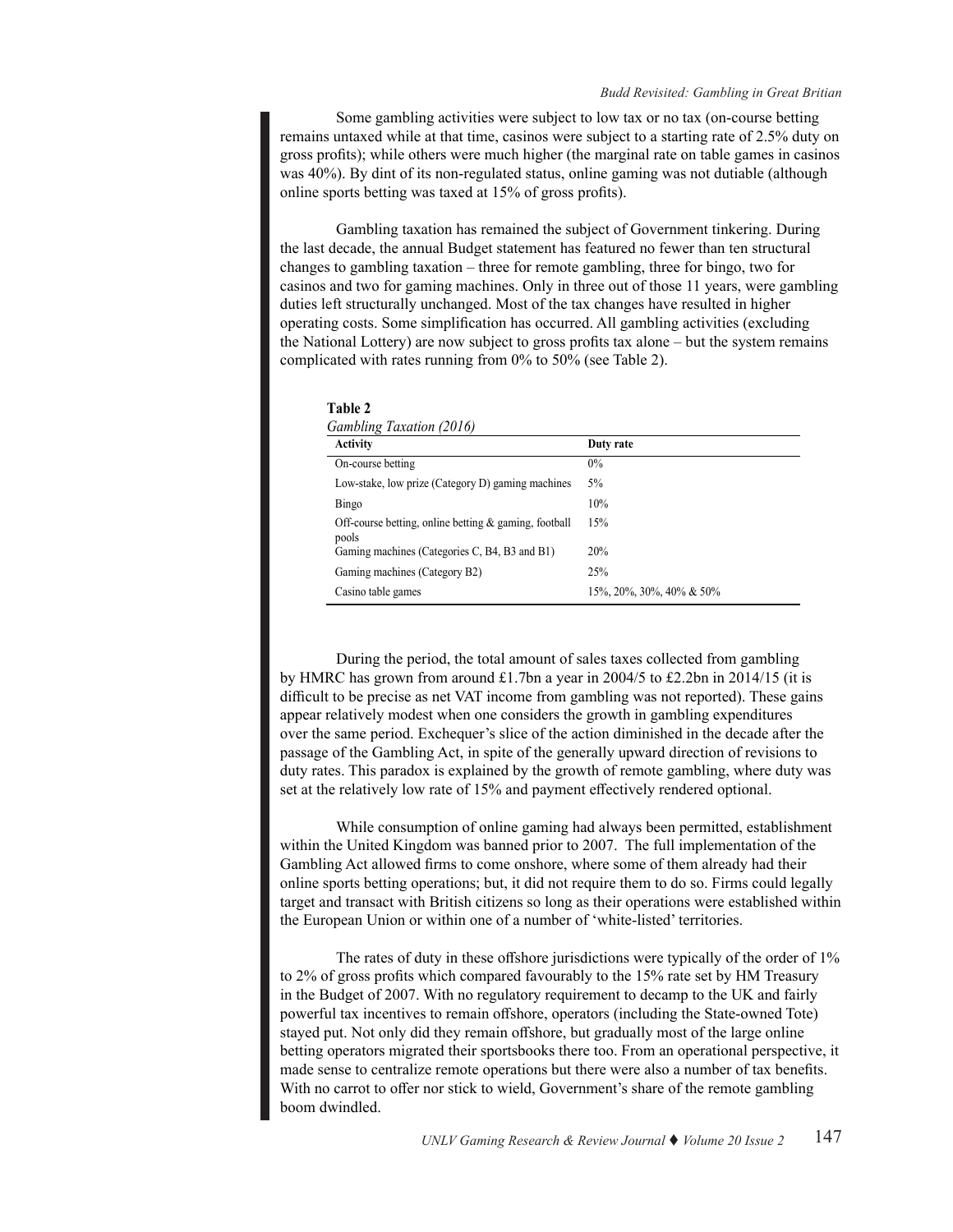Some gambling activities were subject to low tax or no tax (on-course betting remains untaxed while at that time, casinos were subject to a starting rate of 2.5% duty on gross profits); while others were much higher (the marginal rate on table games in casinos was 40%). By dint of its non-regulated status, online gaming was not dutiable (although online sports betting was taxed at 15% of gross profits).

Gambling taxation has remained the subject of Government tinkering. During the last decade, the annual Budget statement has featured no fewer than ten structural changes to gambling taxation – three for remote gambling, three for bingo, two for casinos and two for gaming machines. Only in three out of those 11 years, were gambling duties left structurally unchanged. Most of the tax changes have resulted in higher operating costs. Some simplification has occurred. All gambling activities (excluding the National Lottery) are now subject to gross profits tax alone – but the system remains complicated with rates running from 0% to 50% (see Table 2).

**Table 2**

*Gambling Taxation (2016)*

| Activity | Duty rate |
|---|---|
| On-course betting | 0% |
| Low-stake, low prize (Category D) gaming machines | 5% |
| Bingo | 10% |
| Off-course betting, online betting & gaming, football pools | 15% |
| Gaming machines (Categories C, B4, B3 and B1) | 20% |
| Gaming machines (Category B2) | 25% |
| Casino table games | 15%, 20%, 30%, 40% & 50% |

During the period, the total amount of sales taxes collected from gambling by HMRC has grown from around £1.7bn a year in 2004/5 to £2.2bn in 2014/15 (it is difficult to be precise as net VAT income from gambling was not reported). These gains appear relatively modest when one considers the growth in gambling expenditures over the same period. Exchequer's slice of the action diminished in the decade after the passage of the Gambling Act, in spite of the generally upward direction of revisions to duty rates. This paradox is explained by the growth of remote gambling, where duty was set at the relatively low rate of 15% and payment effectively rendered optional.

While consumption of online gaming had always been permitted, establishment within the United Kingdom was banned prior to 2007. The full implementation of the Gambling Act allowed firms to come onshore, where some of them already had their online sports betting operations; but, it did not require them to do so. Firms could legally target and transact with British citizens so long as their operations were established within the European Union or within one of a number of 'white-listed' territories.

The rates of duty in these offshore jurisdictions were typically of the order of 1% to 2% of gross profits which compared favourably to the 15% rate set by HM Treasury in the Budget of 2007. With no regulatory requirement to decamp to the UK and fairly powerful tax incentives to remain offshore, operators (including the State-owned Tote) stayed put. Not only did they remain offshore, but gradually most of the large online betting operators migrated their sportsbooks there too. From an operational perspective, it made sense to centralize remote operations but there were also a number of tax benefits. With no carrot to offer nor stick to wield, Government's share of the remote gambling boom dwindled.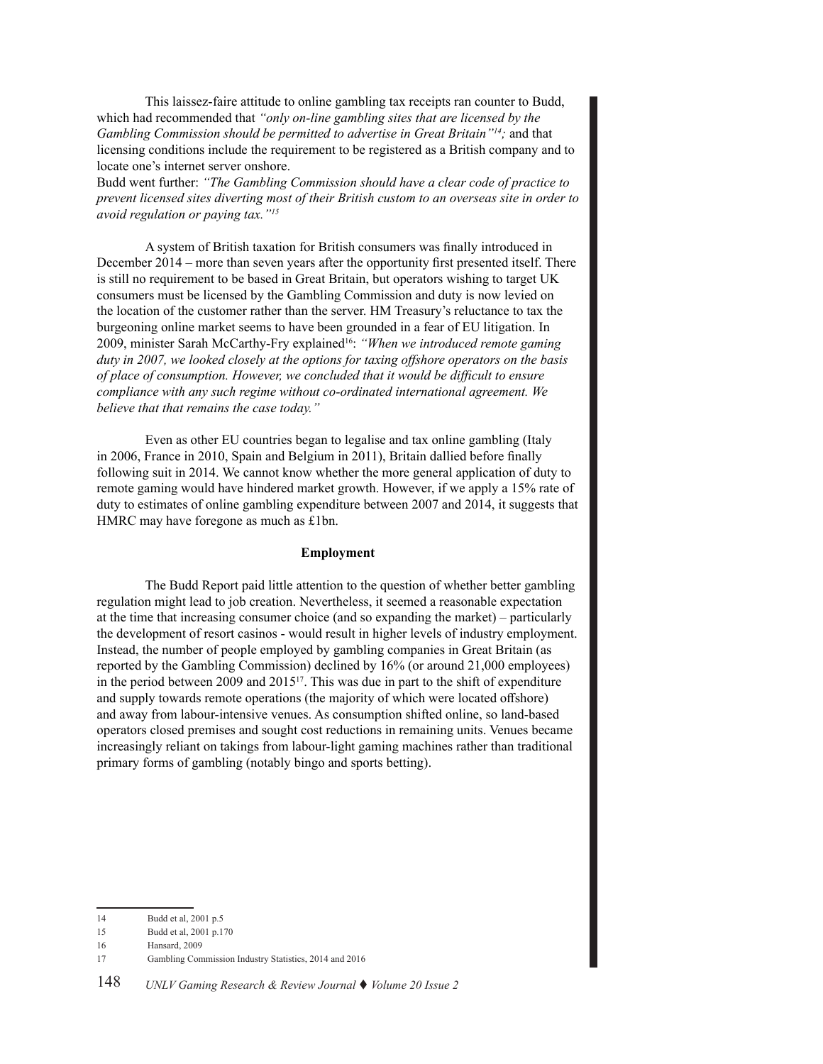This laissez-faire attitude to online gambling tax receipts ran counter to Budd, which had recommended that *"only on-line gambling sites that are licensed by the Gambling Commission should be permitted to advertise in Great Britain"*[14]*;* and that licensing conditions include the requirement to be registered as a British company and to locate one's internet server onshore.

Budd went further: *"The Gambling Commission should have a clear code of practice to prevent licensed sites diverting most of their British custom to an overseas site in order to avoid regulation or paying tax."*[15]

A system of British taxation for British consumers was finally introduced in December 2014 – more than seven years after the opportunity first presented itself. There is still no requirement to be based in Great Britain, but operators wishing to target UK consumers must be licensed by the Gambling Commission and duty is now levied on the location of the customer rather than the server. HM Treasury's reluctance to tax the burgeoning online market seems to have been grounded in a fear of EU litigation. In 2009, minister Sarah McCarthy-Fry explained[16]: *"When we introduced remote gaming duty in 2007, we looked closely at the options for taxing offshore operators on the basis of place of consumption. However, we concluded that it would be difficult to ensure compliance with any such regime without co-ordinated international agreement. We believe that that remains the case today."*

Even as other EU countries began to legalise and tax online gambling (Italy in 2006, France in 2010, Spain and Belgium in 2011), Britain dallied before finally following suit in 2014. We cannot know whether the more general application of duty to remote gaming would have hindered market growth. However, if we apply a 15% rate of duty to estimates of online gambling expenditure between 2007 and 2014, it suggests that HMRC may have foregone as much as £1bn.

**Employment**

The Budd Report paid little attention to the question of whether better gambling regulation might lead to job creation. Nevertheless, it seemed a reasonable expectation at the time that increasing consumer choice (and so expanding the market) – particularly the development of resort casinos - would result in higher levels of industry employment. Instead, the number of people employed by gambling companies in Great Britain (as reported by the Gambling Commission) declined by 16% (or around 21,000 employees) in the period between 2009 and 2015[17]. This was due in part to the shift of expenditure and supply towards remote operations (the majority of which were located offshore) and away from labour-intensive venues. As consumption shifted online, so land-based operators closed premises and sought cost reductions in remaining units. Venues became increasingly reliant on takings from labour-light gaming machines rather than traditional primary forms of gambling (notably bingo and sports betting).

---

14 Budd et al, 2001 p.5

15 Budd et al, 2001 p.170

16 Hansard, 2009

17 Gambling Commission Industry Statistics, 2014 and 2016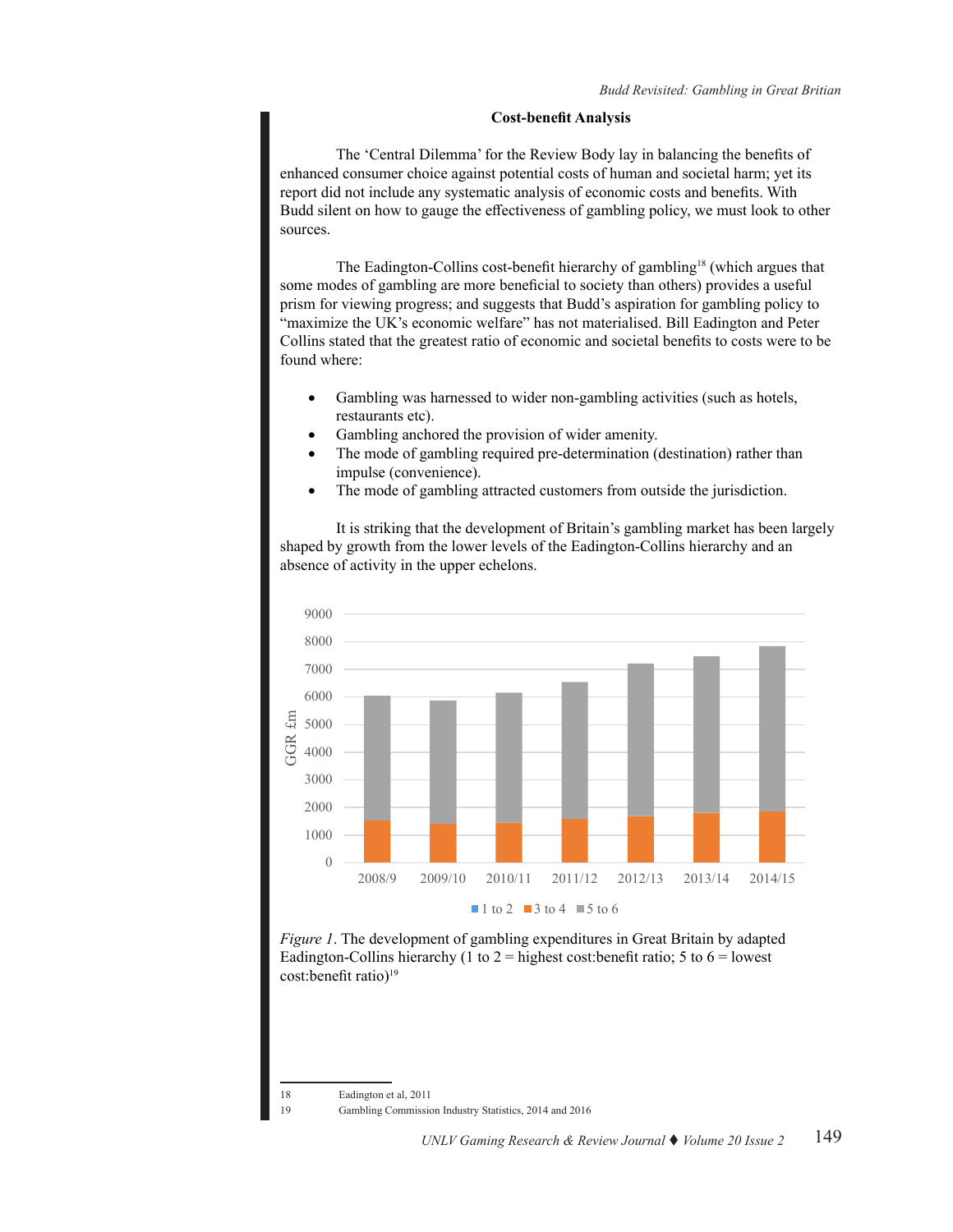## Cost-benefit Analysis

The 'Central Dilemma' for the Review Body lay in balancing the benefits of enhanced consumer choice against potential costs of human and societal harm; yet its report did not include any systematic analysis of economic costs and benefits. With Budd silent on how to gauge the effectiveness of gambling policy, we must look to other sources.

The Eadington-Collins cost-benefit hierarchy of gambling[18] (which argues that some modes of gambling are more beneficial to society than others) provides a useful prism for viewing progress; and suggests that Budd's aspiration for gambling policy to "maximize the UK's economic welfare" has not materialised. Bill Eadington and Peter Collins stated that the greatest ratio of economic and societal benefits to costs were to be found where:

- Gambling was harnessed to wider non-gambling activities (such as hotels, restaurants etc).
- Gambling anchored the provision of wider amenity.
- The mode of gambling required pre-determination (destination) rather than impulse (convenience).
- The mode of gambling attracted customers from outside the jurisdiction.

It is striking that the development of Britain's gambling market has been largely shaped by growth from the lower levels of the Eadington-Collins hierarchy and an absence of activity in the upper echelons.

*Figure 1*. The development of gambling expenditures in Great Britain by adapted Eadington-Collins hierarchy (1 to 2 = highest cost:benefit ratio; 5 to 6 = lowest cost:benefit ratio)[19]

---

18 Eadington et al, 2011

19 Gambling Commission Industry Statistics, 2014 and 2016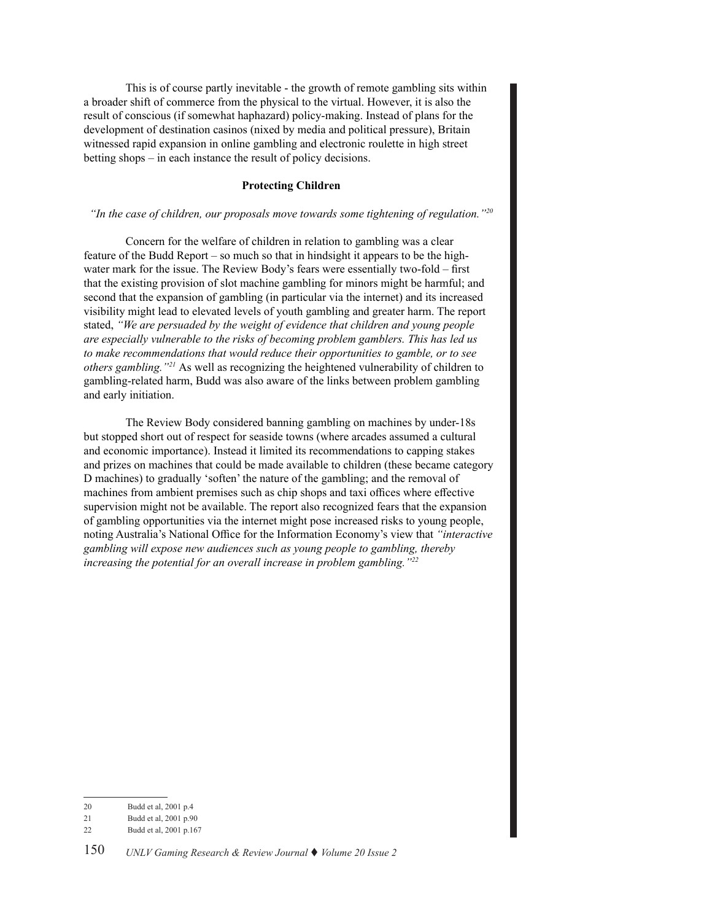This is of course partly inevitable - the growth of remote gambling sits within a broader shift of commerce from the physical to the virtual. However, it is also the result of conscious (if somewhat haphazard) policy-making. Instead of plans for the development of destination casinos (nixed by media and political pressure), Britain witnessed rapid expansion in online gambling and electronic roulette in high street betting shops – in each instance the result of policy decisions.

## Protecting Children

*"In the case of children, our proposals move towards some tightening of regulation."*[20]

Concern for the welfare of children in relation to gambling was a clear feature of the Budd Report – so much so that in hindsight it appears to be the high-water mark for the issue. The Review Body's fears were essentially two-fold – first that the existing provision of slot machine gambling for minors might be harmful; and second that the expansion of gambling (in particular via the internet) and its increased visibility might lead to elevated levels of youth gambling and greater harm. The report stated, *"We are persuaded by the weight of evidence that children and young people are especially vulnerable to the risks of becoming problem gamblers. This has led us to make recommendations that would reduce their opportunities to gamble, or to see others gambling."*[21] As well as recognizing the heightened vulnerability of children to gambling-related harm, Budd was also aware of the links between problem gambling and early initiation.

The Review Body considered banning gambling on machines by under-18s but stopped short out of respect for seaside towns (where arcades assumed a cultural and economic importance). Instead it limited its recommendations to capping stakes and prizes on machines that could be made available to children (these became category D machines) to gradually 'soften' the nature of the gambling; and the removal of machines from ambient premises such as chip shops and taxi offices where effective supervision might not be available. The report also recognized fears that the expansion of gambling opportunities via the internet might pose increased risks to young people, noting Australia's National Office for the Information Economy's view that *"interactive gambling will expose new audiences such as young people to gambling, thereby increasing the potential for an overall increase in problem gambling."*[22]

---

20 Budd et al, 2001 p.4

21 Budd et al, 2001 p.90

22 Budd et al, 2001 p.167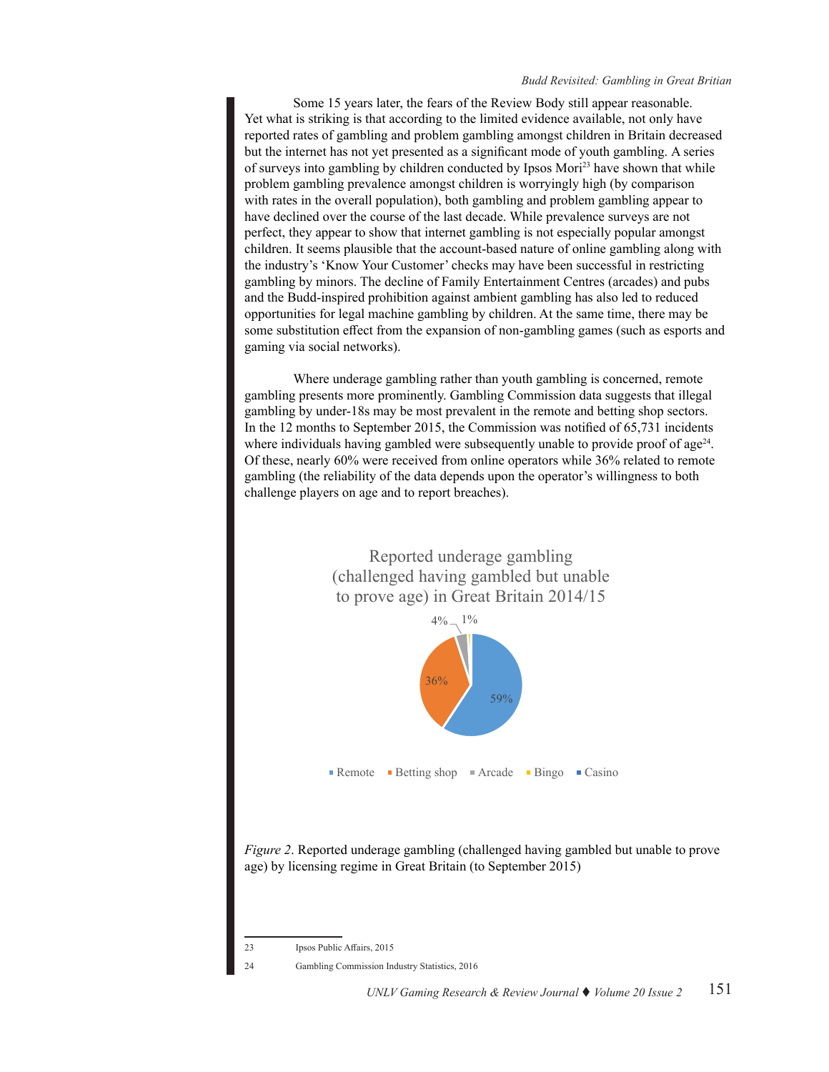Some 15 years later, the fears of the Review Body still appear reasonable. Yet what is striking is that according to the limited evidence available, not only have reported rates of gambling and problem gambling amongst children in Britain decreased but the internet has not yet presented as a significant mode of youth gambling. A series of surveys into gambling by children conducted by Ipsos Mori[23] have shown that while problem gambling prevalence amongst children is worryingly high (by comparison with rates in the overall population), both gambling and problem gambling appear to have declined over the course of the last decade. While prevalence surveys are not perfect, they appear to show that internet gambling is not especially popular amongst children. It seems plausible that the account-based nature of online gambling along with the industry's 'Know Your Customer' checks may have been successful in restricting gambling by minors. The decline of Family Entertainment Centres (arcades) and pubs and the Budd-inspired prohibition against ambient gambling has also led to reduced opportunities for legal machine gambling by children. At the same time, there may be some substitution effect from the expansion of non-gambling games (such as esports and gaming via social networks).

Where underage gambling rather than youth gambling is concerned, remote gambling presents more prominently. Gambling Commission data suggests that illegal gambling by under-18s may be most prevalent in the remote and betting shop sectors. In the 12 months to September 2015, the Commission was notified of 65,731 incidents where individuals having gambled were subsequently unable to provide proof of age[24]. Of these, nearly 60% were received from online operators while 36% related to remote gambling (the reliability of the data depends upon the operator's willingness to both challenge players on age and to report breaches).

Reported underage gambling (challenged having gambled but unable to prove age) in Great Britain 2014/15

| Licensing regime | Share |
|---|---|
| Remote | 59% |
| Betting shop | 36% |
| Arcade | 4% |
| Bingo | 1% |
| Casino | |

*Figure 2*. Reported underage gambling (challenged having gambled but unable to prove age) by licensing regime in Great Britain (to September 2015)

---

23 Ipsos Public Affairs, 2015

24 Gambling Commission Industry Statistics, 2016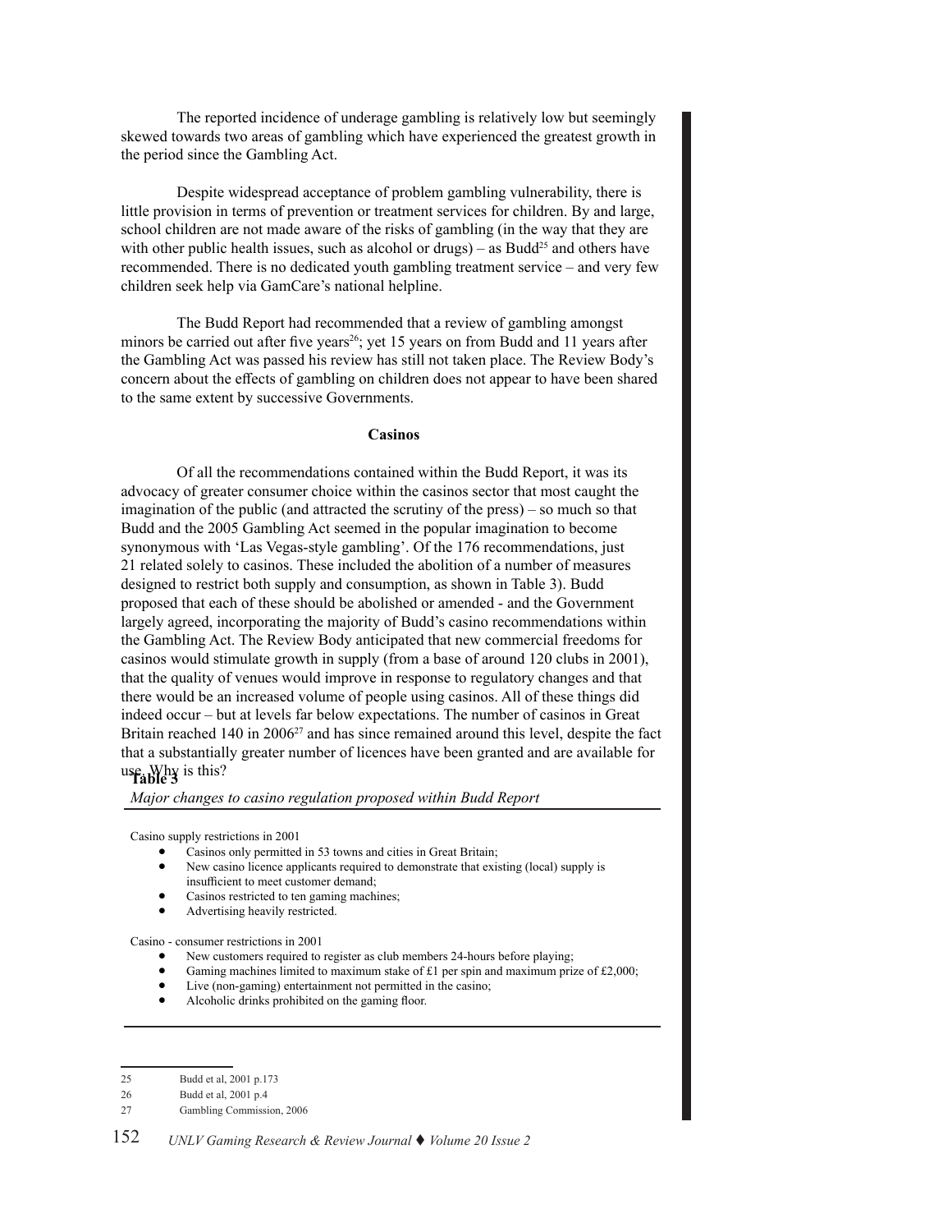The reported incidence of underage gambling is relatively low but seemingly skewed towards two areas of gambling which have experienced the greatest growth in the period since the Gambling Act.

Despite widespread acceptance of problem gambling vulnerability, there is little provision in terms of prevention or treatment services for children. By and large, school children are not made aware of the risks of gambling (in the way that they are with other public health issues, such as alcohol or drugs) – as Budd[25] and others have recommended. There is no dedicated youth gambling treatment service – and very few children seek help via GamCare's national helpline.

The Budd Report had recommended that a review of gambling amongst minors be carried out after five years[26]; yet 15 years on from Budd and 11 years after the Gambling Act was passed his review has still not taken place. The Review Body's concern about the effects of gambling on children does not appear to have been shared to the same extent by successive Governments.

## Casinos

Of all the recommendations contained within the Budd Report, it was its advocacy of greater consumer choice within the casinos sector that most caught the imagination of the public (and attracted the scrutiny of the press) – so much so that Budd and the 2005 Gambling Act seemed in the popular imagination to become synonymous with 'Las Vegas-style gambling'. Of the 176 recommendations, just 21 related solely to casinos. These included the abolition of a number of measures designed to restrict both supply and consumption, as shown in Table 3). Budd proposed that each of these should be abolished or amended - and the Government largely agreed, incorporating the majority of Budd's casino recommendations within the Gambling Act. The Review Body anticipated that new commercial freedoms for casinos would stimulate growth in supply (from a base of around 120 clubs in 2001), that the quality of venues would improve in response to regulatory changes and that there would be an increased volume of people using casinos. All of these things did indeed occur – but at levels far below expectations. The number of casinos in Great Britain reached 140 in 2006[27] and has since remained around this level, despite the fact that a substantially greater number of licences have been granted and are available for use. Why is this?

**Table 3**

*Major changes to casino regulation proposed within Budd Report*

Casino supply restrictions in 2001

- Casinos only permitted in 53 towns and cities in Great Britain;
- New casino licence applicants required to demonstrate that existing (local) supply is insufficient to meet customer demand;
- Casinos restricted to ten gaming machines;
- Advertising heavily restricted.

Casino - consumer restrictions in 2001

- New customers required to register as club members 24-hours before playing;
- Gaming machines limited to maximum stake of £1 per spin and maximum prize of £2,000;
- Live (non-gaming) entertainment not permitted in the casino;
- Alcoholic drinks prohibited on the gaming floor.

---

25 Budd et al, 2001 p.173

26 Budd et al, 2001 p.4

27 Gambling Commission, 2006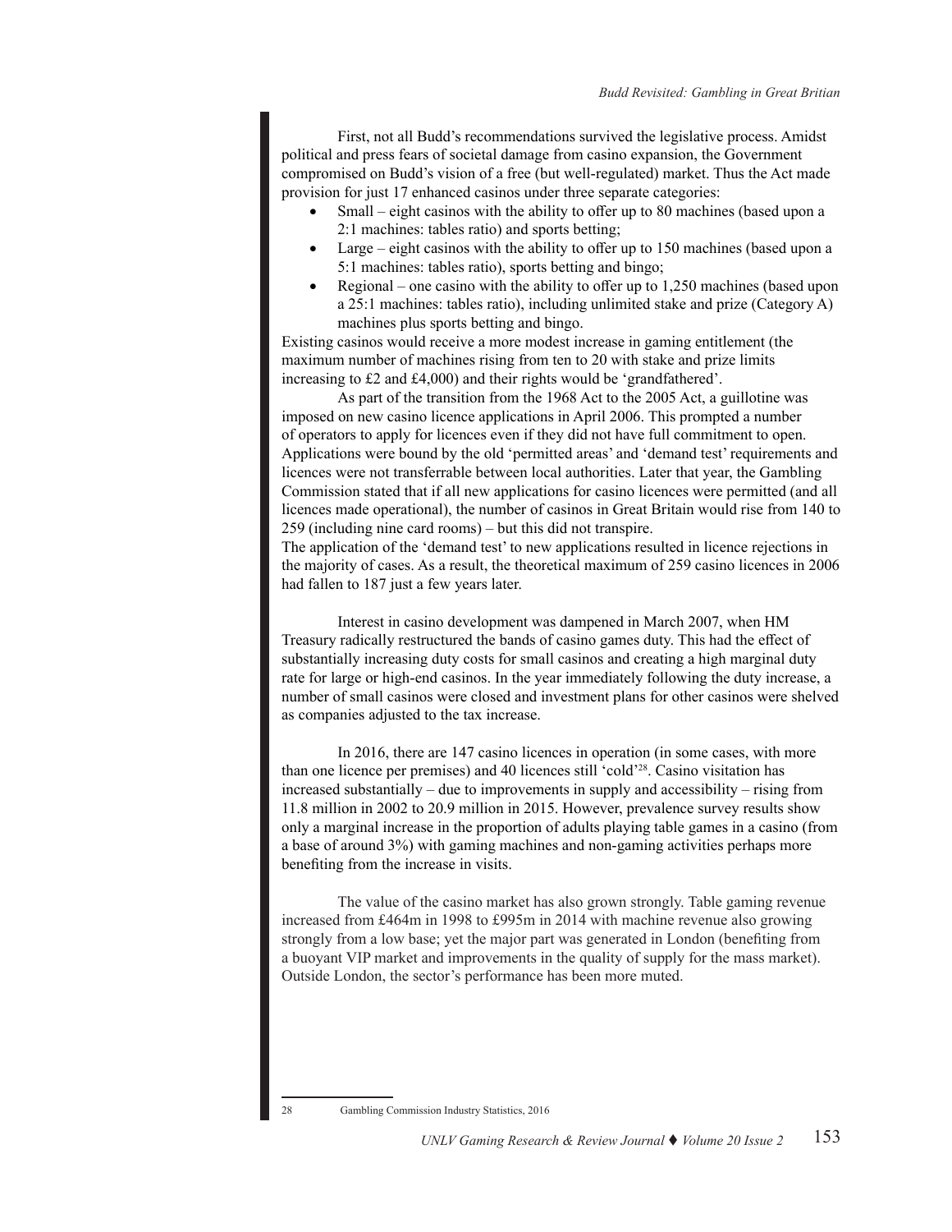First, not all Budd's recommendations survived the legislative process. Amidst political and press fears of societal damage from casino expansion, the Government compromised on Budd's vision of a free (but well-regulated) market. Thus the Act made provision for just 17 enhanced casinos under three separate categories:

- Small – eight casinos with the ability to offer up to 80 machines (based upon a 2:1 machines: tables ratio) and sports betting;
- Large – eight casinos with the ability to offer up to 150 machines (based upon a 5:1 machines: tables ratio), sports betting and bingo;
- Regional – one casino with the ability to offer up to 1,250 machines (based upon a 25:1 machines: tables ratio), including unlimited stake and prize (Category A) machines plus sports betting and bingo.

Existing casinos would receive a more modest increase in gaming entitlement (the maximum number of machines rising from ten to 20 with stake and prize limits increasing to £2 and £4,000) and their rights would be 'grandfathered'.

As part of the transition from the 1968 Act to the 2005 Act, a guillotine was imposed on new casino licence applications in April 2006. This prompted a number of operators to apply for licences even if they did not have full commitment to open. Applications were bound by the old 'permitted areas' and 'demand test' requirements and licences were not transferrable between local authorities. Later that year, the Gambling Commission stated that if all new applications for casino licences were permitted (and all licences made operational), the number of casinos in Great Britain would rise from 140 to 259 (including nine card rooms) – but this did not transpire.

The application of the 'demand test' to new applications resulted in licence rejections in the majority of cases. As a result, the theoretical maximum of 259 casino licences in 2006 had fallen to 187 just a few years later.

Interest in casino development was dampened in March 2007, when HM Treasury radically restructured the bands of casino games duty. This had the effect of substantially increasing duty costs for small casinos and creating a high marginal duty rate for large or high-end casinos. In the year immediately following the duty increase, a number of small casinos were closed and investment plans for other casinos were shelved as companies adjusted to the tax increase.

In 2016, there are 147 casino licences in operation (in some cases, with more than one licence per premises) and 40 licences still 'cold'[28]. Casino visitation has increased substantially – due to improvements in supply and accessibility – rising from 11.8 million in 2002 to 20.9 million in 2015. However, prevalence survey results show only a marginal increase in the proportion of adults playing table games in a casino (from a base of around 3%) with gaming machines and non-gaming activities perhaps more benefiting from the increase in visits.

The value of the casino market has also grown strongly. Table gaming revenue increased from £464m in 1998 to £995m in 2014 with machine revenue also growing strongly from a low base; yet the major part was generated in London (benefiting from a buoyant VIP market and improvements in the quality of supply for the mass market). Outside London, the sector's performance has been more muted.

---

28 Gambling Commission Industry Statistics, 2016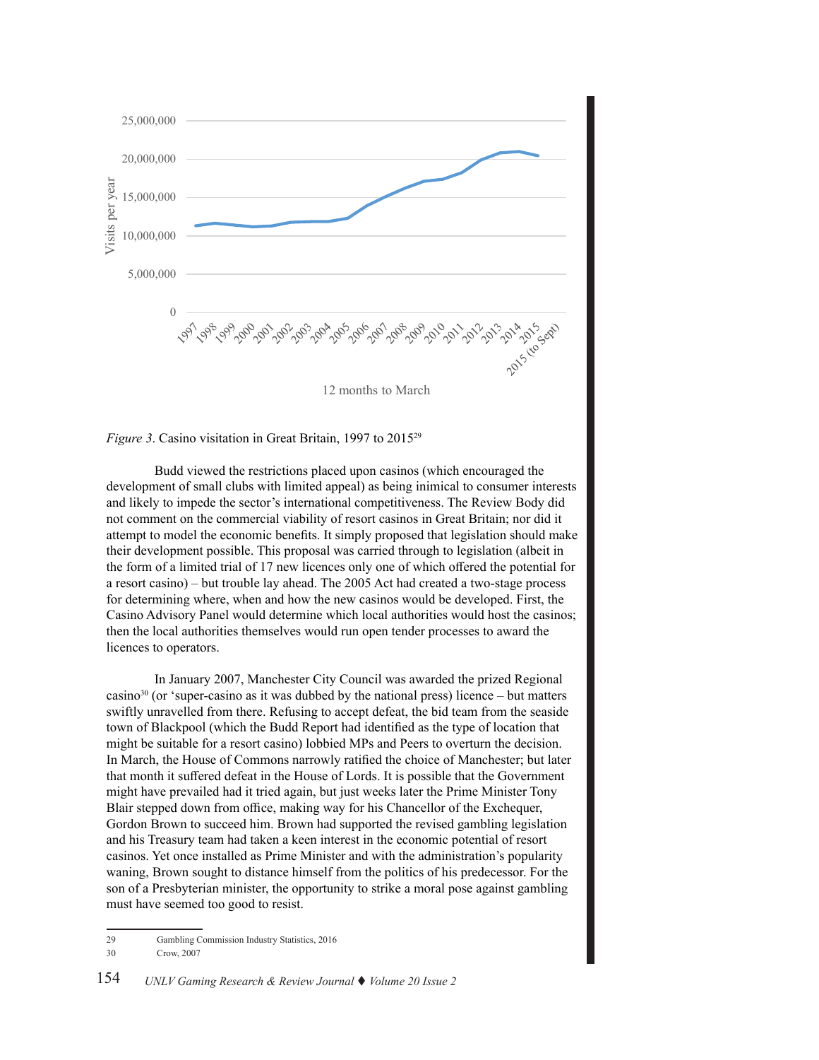*Figure 3*. Casino visitation in Great Britain, 1997 to 2015[29]

Budd viewed the restrictions placed upon casinos (which encouraged the development of small clubs with limited appeal) as being inimical to consumer interests and likely to impede the sector's international competitiveness. The Review Body did not comment on the commercial viability of resort casinos in Great Britain; nor did it attempt to model the economic benefits. It simply proposed that legislation should make their development possible. This proposal was carried through to legislation (albeit in the form of a limited trial of 17 new licences only one of which offered the potential for a resort casino) – but trouble lay ahead. The 2005 Act had created a two-stage process for determining where, when and how the new casinos would be developed. First, the Casino Advisory Panel would determine which local authorities would host the casinos; then the local authorities themselves would run open tender processes to award the licences to operators.

In January 2007, Manchester City Council was awarded the prized Regional casino[30] (or 'super-casino as it was dubbed by the national press) licence – but matters swiftly unravelled from there. Refusing to accept defeat, the bid team from the seaside town of Blackpool (which the Budd Report had identified as the type of location that might be suitable for a resort casino) lobbied MPs and Peers to overturn the decision. In March, the House of Commons narrowly ratified the choice of Manchester; but later that month it suffered defeat in the House of Lords. It is possible that the Government might have prevailed had it tried again, but just weeks later the Prime Minister Tony Blair stepped down from office, making way for his Chancellor of the Exchequer, Gordon Brown to succeed him. Brown had supported the revised gambling legislation and his Treasury team had taken a keen interest in the economic potential of resort casinos. Yet once installed as Prime Minister and with the administration's popularity waning, Brown sought to distance himself from the politics of his predecessor. For the son of a Presbyterian minister, the opportunity to strike a moral pose against gambling must have seemed too good to resist.

---

29 Gambling Commission Industry Statistics, 2016

30 Crow, 2007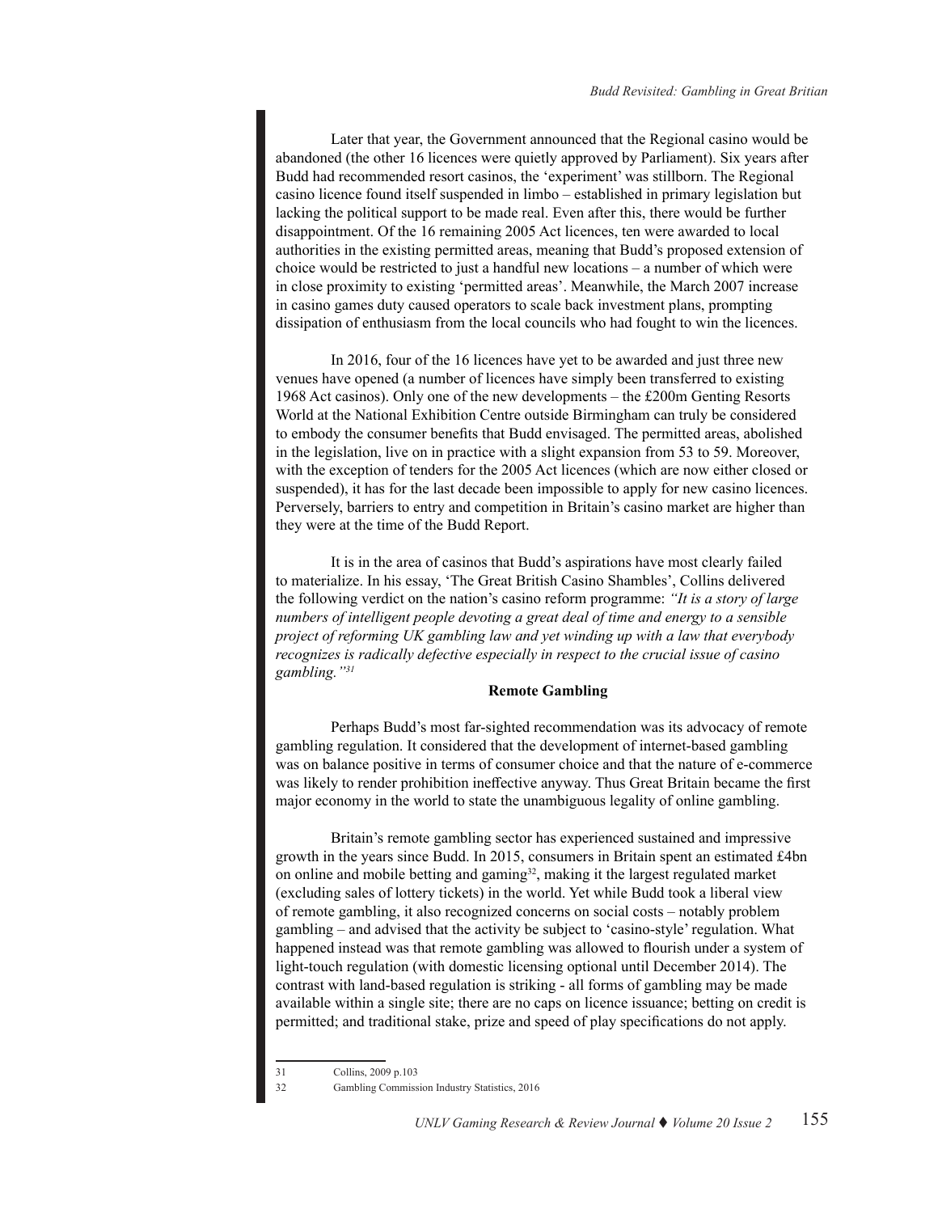Later that year, the Government announced that the Regional casino would be abandoned (the other 16 licences were quietly approved by Parliament). Six years after Budd had recommended resort casinos, the 'experiment' was stillborn. The Regional casino licence found itself suspended in limbo – established in primary legislation but lacking the political support to be made real. Even after this, there would be further disappointment. Of the 16 remaining 2005 Act licences, ten were awarded to local authorities in the existing permitted areas, meaning that Budd's proposed extension of choice would be restricted to just a handful new locations – a number of which were in close proximity to existing 'permitted areas'. Meanwhile, the March 2007 increase in casino games duty caused operators to scale back investment plans, prompting dissipation of enthusiasm from the local councils who had fought to win the licences.

In 2016, four of the 16 licences have yet to be awarded and just three new venues have opened (a number of licences have simply been transferred to existing 1968 Act casinos). Only one of the new developments – the £200m Genting Resorts World at the National Exhibition Centre outside Birmingham can truly be considered to embody the consumer benefits that Budd envisaged. The permitted areas, abolished in the legislation, live on in practice with a slight expansion from 53 to 59. Moreover, with the exception of tenders for the 2005 Act licences (which are now either closed or suspended), it has for the last decade been impossible to apply for new casino licences. Perversely, barriers to entry and competition in Britain's casino market are higher than they were at the time of the Budd Report.

It is in the area of casinos that Budd's aspirations have most clearly failed to materialize. In his essay, 'The Great British Casino Shambles', Collins delivered the following verdict on the nation's casino reform programme: *"It is a story of large numbers of intelligent people devoting a great deal of time and energy to a sensible project of reforming UK gambling law and yet winding up with a law that everybody recognizes is radically defective especially in respect to the crucial issue of casino gambling."*[31]

## Remote Gambling

Perhaps Budd's most far-sighted recommendation was its advocacy of remote gambling regulation. It considered that the development of internet-based gambling was on balance positive in terms of consumer choice and that the nature of e-commerce was likely to render prohibition ineffective anyway. Thus Great Britain became the first major economy in the world to state the unambiguous legality of online gambling.

Britain's remote gambling sector has experienced sustained and impressive growth in the years since Budd. In 2015, consumers in Britain spent an estimated £4bn on online and mobile betting and gaming[32], making it the largest regulated market (excluding sales of lottery tickets) in the world. Yet while Budd took a liberal view of remote gambling, it also recognized concerns on social costs – notably problem gambling – and advised that the activity be subject to 'casino-style' regulation. What happened instead was that remote gambling was allowed to flourish under a system of light-touch regulation (with domestic licensing optional until December 2014). The contrast with land-based regulation is striking - all forms of gambling may be made available within a single site; there are no caps on licence issuance; betting on credit is permitted; and traditional stake, prize and speed of play specifications do not apply.

---

31 Collins, 2009 p.103

32 Gambling Commission Industry Statistics, 2016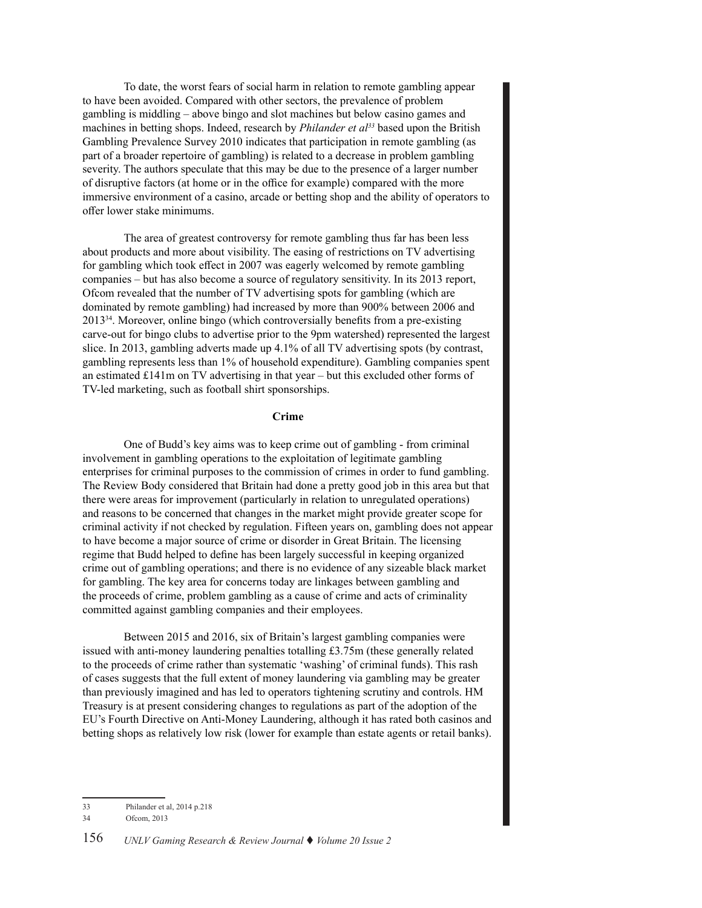To date, the worst fears of social harm in relation to remote gambling appear to have been avoided. Compared with other sectors, the prevalence of problem gambling is middling – above bingo and slot machines but below casino games and machines in betting shops. Indeed, research by *Philander et al*[33] based upon the British Gambling Prevalence Survey 2010 indicates that participation in remote gambling (as part of a broader repertoire of gambling) is related to a decrease in problem gambling severity. The authors speculate that this may be due to the presence of a larger number of disruptive factors (at home or in the office for example) compared with the more immersive environment of a casino, arcade or betting shop and the ability of operators to offer lower stake minimums.

The area of greatest controversy for remote gambling thus far has been less about products and more about visibility. The easing of restrictions on TV advertising for gambling which took effect in 2007 was eagerly welcomed by remote gambling companies – but has also become a source of regulatory sensitivity. In its 2013 report, Ofcom revealed that the number of TV advertising spots for gambling (which are dominated by remote gambling) had increased by more than 900% between 2006 and 2013[34]. Moreover, online bingo (which controversially benefits from a pre-existing carve-out for bingo clubs to advertise prior to the 9pm watershed) represented the largest slice. In 2013, gambling adverts made up 4.1% of all TV advertising spots (by contrast, gambling represents less than 1% of household expenditure). Gambling companies spent an estimated £141m on TV advertising in that year – but this excluded other forms of TV-led marketing, such as football shirt sponsorships.

**Crime**

One of Budd's key aims was to keep crime out of gambling - from criminal involvement in gambling operations to the exploitation of legitimate gambling enterprises for criminal purposes to the commission of crimes in order to fund gambling. The Review Body considered that Britain had done a pretty good job in this area but that there were areas for improvement (particularly in relation to unregulated operations) and reasons to be concerned that changes in the market might provide greater scope for criminal activity if not checked by regulation. Fifteen years on, gambling does not appear to have become a major source of crime or disorder in Great Britain. The licensing regime that Budd helped to define has been largely successful in keeping organized crime out of gambling operations; and there is no evidence of any sizeable black market for gambling. The key area for concerns today are linkages between gambling and the proceeds of crime, problem gambling as a cause of crime and acts of criminality committed against gambling companies and their employees.

Between 2015 and 2016, six of Britain's largest gambling companies were issued with anti-money laundering penalties totalling £3.75m (these generally related to the proceeds of crime rather than systematic 'washing' of criminal funds). This rash of cases suggests that the full extent of money laundering via gambling may be greater than previously imagined and has led to operators tightening scrutiny and controls. HM Treasury is at present considering changes to regulations as part of the adoption of the EU's Fourth Directive on Anti-Money Laundering, although it has rated both casinos and betting shops as relatively low risk (lower for example than estate agents or retail banks).

---

33 Philander et al, 2014 p.218

34 Ofcom, 2013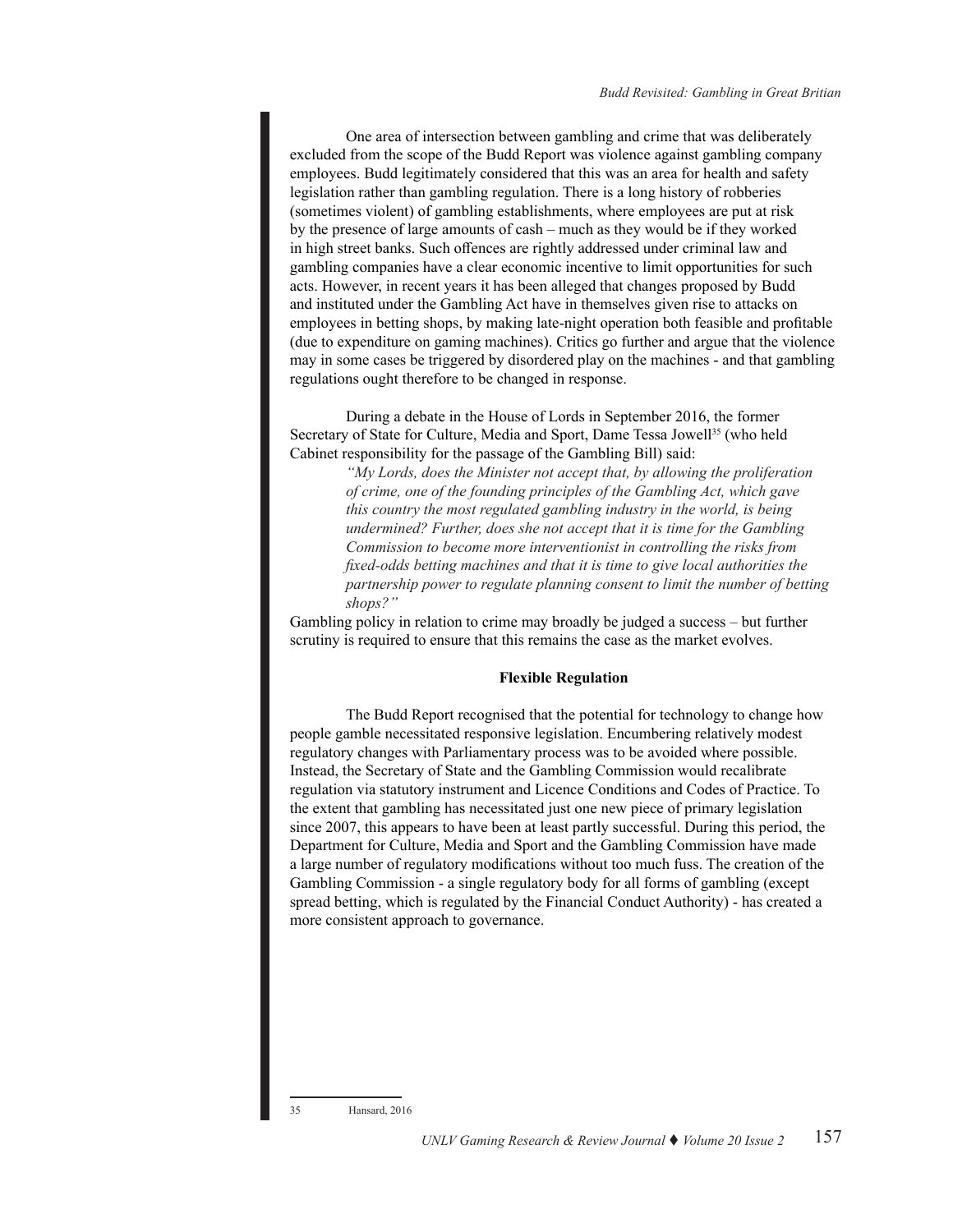One area of intersection between gambling and crime that was deliberately excluded from the scope of the Budd Report was violence against gambling company employees. Budd legitimately considered that this was an area for health and safety legislation rather than gambling regulation. There is a long history of robberies (sometimes violent) of gambling establishments, where employees are put at risk by the presence of large amounts of cash – much as they would be if they worked in high street banks. Such offences are rightly addressed under criminal law and gambling companies have a clear economic incentive to limit opportunities for such acts. However, in recent years it has been alleged that changes proposed by Budd and instituted under the Gambling Act have in themselves given rise to attacks on employees in betting shops, by making late-night operation both feasible and profitable (due to expenditure on gaming machines). Critics go further and argue that the violence may in some cases be triggered by disordered play on the machines - and that gambling regulations ought therefore to be changed in response.

During a debate in the House of Lords in September 2016, the former Secretary of State for Culture, Media and Sport, Dame Tessa Jowell[35] (who held Cabinet responsibility for the passage of the Gambling Bill) said:

> *"My Lords, does the Minister not accept that, by allowing the proliferation of crime, one of the founding principles of the Gambling Act, which gave this country the most regulated gambling industry in the world, is being undermined? Further, does she not accept that it is time for the Gambling Commission to become more interventionist in controlling the risks from fixed-odds betting machines and that it is time to give local authorities the partnership power to regulate planning consent to limit the number of betting shops?"*

Gambling policy in relation to crime may broadly be judged a success – but further scrutiny is required to ensure that this remains the case as the market evolves.

**Flexible Regulation**

The Budd Report recognised that the potential for technology to change how people gamble necessitated responsive legislation. Encumbering relatively modest regulatory changes with Parliamentary process was to be avoided where possible. Instead, the Secretary of State and the Gambling Commission would recalibrate regulation via statutory instrument and Licence Conditions and Codes of Practice. To the extent that gambling has necessitated just one new piece of primary legislation since 2007, this appears to have been at least partly successful. During this period, the Department for Culture, Media and Sport and the Gambling Commission have made a large number of regulatory modifications without too much fuss. The creation of the Gambling Commission - a single regulatory body for all forms of gambling (except spread betting, which is regulated by the Financial Conduct Authority) - has created a more consistent approach to governance.

---

35 Hansard, 2016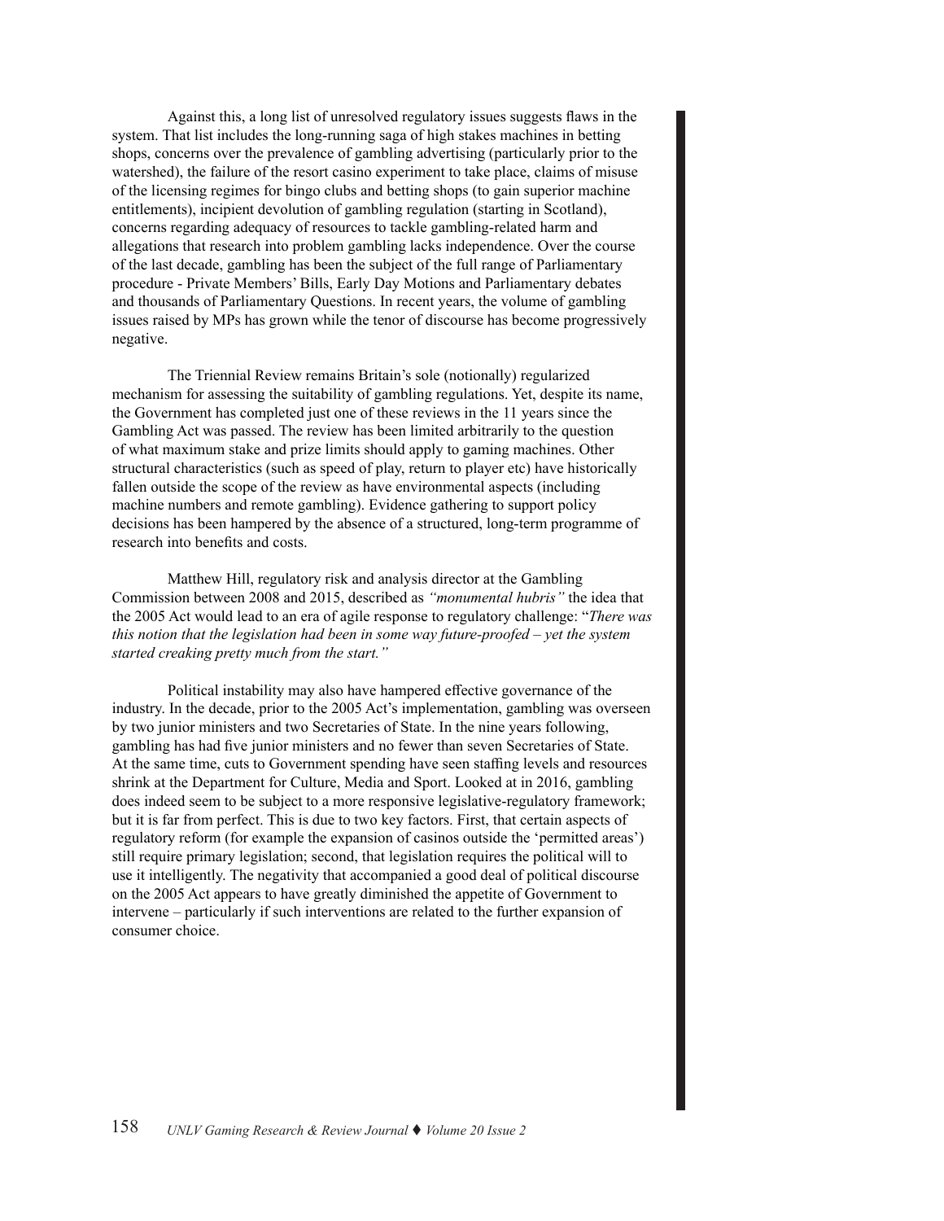Against this, a long list of unresolved regulatory issues suggests flaws in the system. That list includes the long-running saga of high stakes machines in betting shops, concerns over the prevalence of gambling advertising (particularly prior to the watershed), the failure of the resort casino experiment to take place, claims of misuse of the licensing regimes for bingo clubs and betting shops (to gain superior machine entitlements), incipient devolution of gambling regulation (starting in Scotland), concerns regarding adequacy of resources to tackle gambling-related harm and allegations that research into problem gambling lacks independence. Over the course of the last decade, gambling has been the subject of the full range of Parliamentary procedure - Private Members' Bills, Early Day Motions and Parliamentary debates and thousands of Parliamentary Questions. In recent years, the volume of gambling issues raised by MPs has grown while the tenor of discourse has become progressively negative.

The Triennial Review remains Britain's sole (notionally) regularized mechanism for assessing the suitability of gambling regulations. Yet, despite its name, the Government has completed just one of these reviews in the 11 years since the Gambling Act was passed. The review has been limited arbitrarily to the question of what maximum stake and prize limits should apply to gaming machines. Other structural characteristics (such as speed of play, return to player etc) have historically fallen outside the scope of the review as have environmental aspects (including machine numbers and remote gambling). Evidence gathering to support policy decisions has been hampered by the absence of a structured, long-term programme of research into benefits and costs.

Matthew Hill, regulatory risk and analysis director at the Gambling Commission between 2008 and 2015, described as *"monumental hubris"* the idea that the 2005 Act would lead to an era of agile response to regulatory challenge: "*There was this notion that the legislation had been in some way future-proofed – yet the system started creaking pretty much from the start."*

Political instability may also have hampered effective governance of the industry. In the decade, prior to the 2005 Act's implementation, gambling was overseen by two junior ministers and two Secretaries of State. In the nine years following, gambling has had five junior ministers and no fewer than seven Secretaries of State. At the same time, cuts to Government spending have seen staffing levels and resources shrink at the Department for Culture, Media and Sport. Looked at in 2016, gambling does indeed seem to be subject to a more responsive legislative-regulatory framework; but it is far from perfect. This is due to two key factors. First, that certain aspects of regulatory reform (for example the expansion of casinos outside the 'permitted areas') still require primary legislation; second, that legislation requires the political will to use it intelligently. The negativity that accompanied a good deal of political discourse on the 2005 Act appears to have greatly diminished the appetite of Government to intervene – particularly if such interventions are related to the further expansion of consumer choice.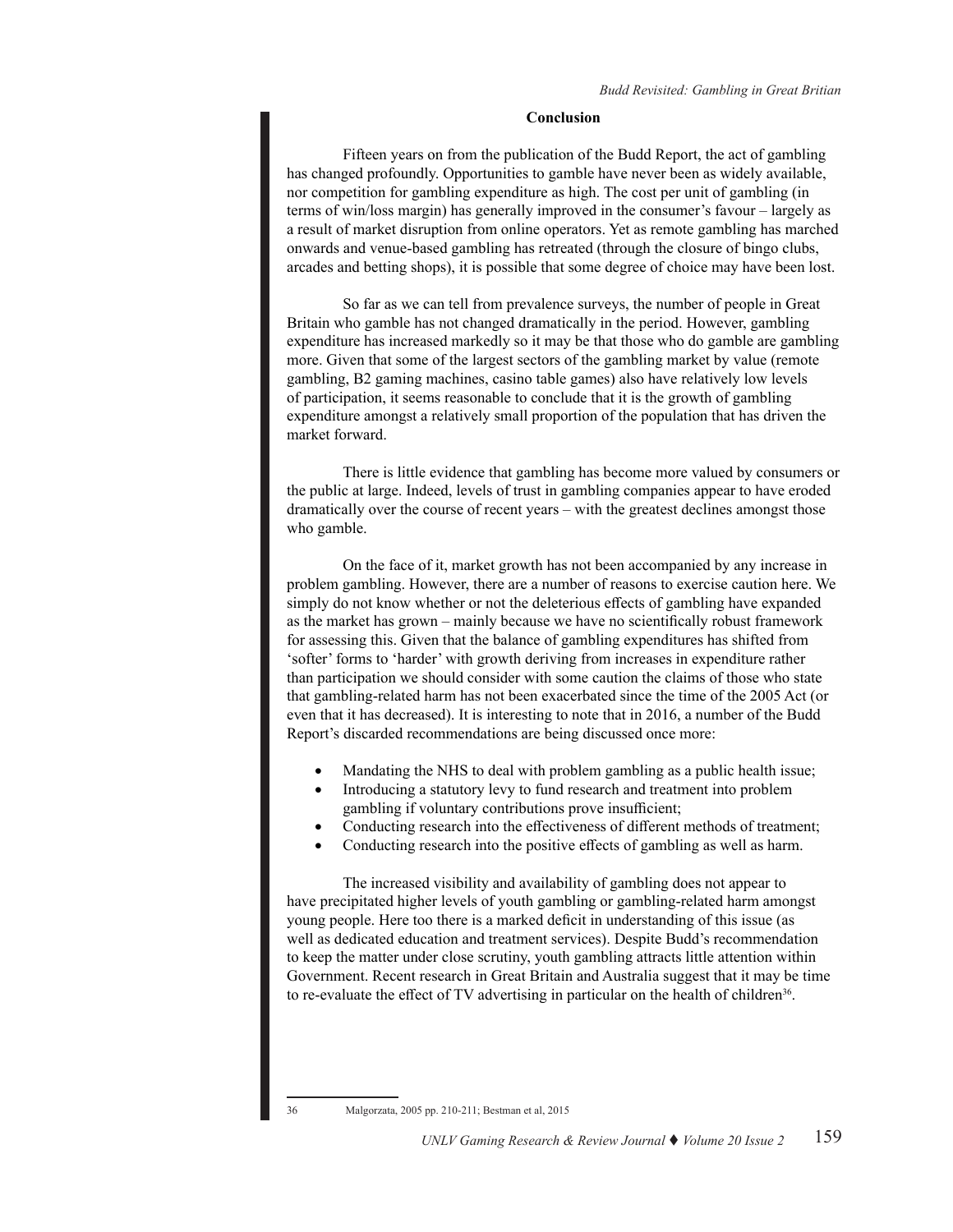## Conclusion

Fifteen years on from the publication of the Budd Report, the act of gambling has changed profoundly. Opportunities to gamble have never been as widely available, nor competition for gambling expenditure as high. The cost per unit of gambling (in terms of win/loss margin) has generally improved in the consumer's favour – largely as a result of market disruption from online operators. Yet as remote gambling has marched onwards and venue-based gambling has retreated (through the closure of bingo clubs, arcades and betting shops), it is possible that some degree of choice may have been lost.

So far as we can tell from prevalence surveys, the number of people in Great Britain who gamble has not changed dramatically in the period. However, gambling expenditure has increased markedly so it may be that those who do gamble are gambling more. Given that some of the largest sectors of the gambling market by value (remote gambling, B2 gaming machines, casino table games) also have relatively low levels of participation, it seems reasonable to conclude that it is the growth of gambling expenditure amongst a relatively small proportion of the population that has driven the market forward.

There is little evidence that gambling has become more valued by consumers or the public at large. Indeed, levels of trust in gambling companies appear to have eroded dramatically over the course of recent years – with the greatest declines amongst those who gamble.

On the face of it, market growth has not been accompanied by any increase in problem gambling. However, there are a number of reasons to exercise caution here. We simply do not know whether or not the deleterious effects of gambling have expanded as the market has grown – mainly because we have no scientifically robust framework for assessing this. Given that the balance of gambling expenditures has shifted from 'softer' forms to 'harder' with growth deriving from increases in expenditure rather than participation we should consider with some caution the claims of those who state that gambling-related harm has not been exacerbated since the time of the 2005 Act (or even that it has decreased). It is interesting to note that in 2016, a number of the Budd Report's discarded recommendations are being discussed once more:

- Mandating the NHS to deal with problem gambling as a public health issue;
- Introducing a statutory levy to fund research and treatment into problem gambling if voluntary contributions prove insufficient;
- Conducting research into the effectiveness of different methods of treatment;
- Conducting research into the positive effects of gambling as well as harm.

The increased visibility and availability of gambling does not appear to have precipitated higher levels of youth gambling or gambling-related harm amongst young people. Here too there is a marked deficit in understanding of this issue (as well as dedicated education and treatment services). Despite Budd's recommendation to keep the matter under close scrutiny, youth gambling attracts little attention within Government. Recent research in Great Britain and Australia suggest that it may be time to re-evaluate the effect of TV advertising in particular on the health of children[36].

---

36 Malgorzata, 2005 pp. 210-211; Bestman et al, 2015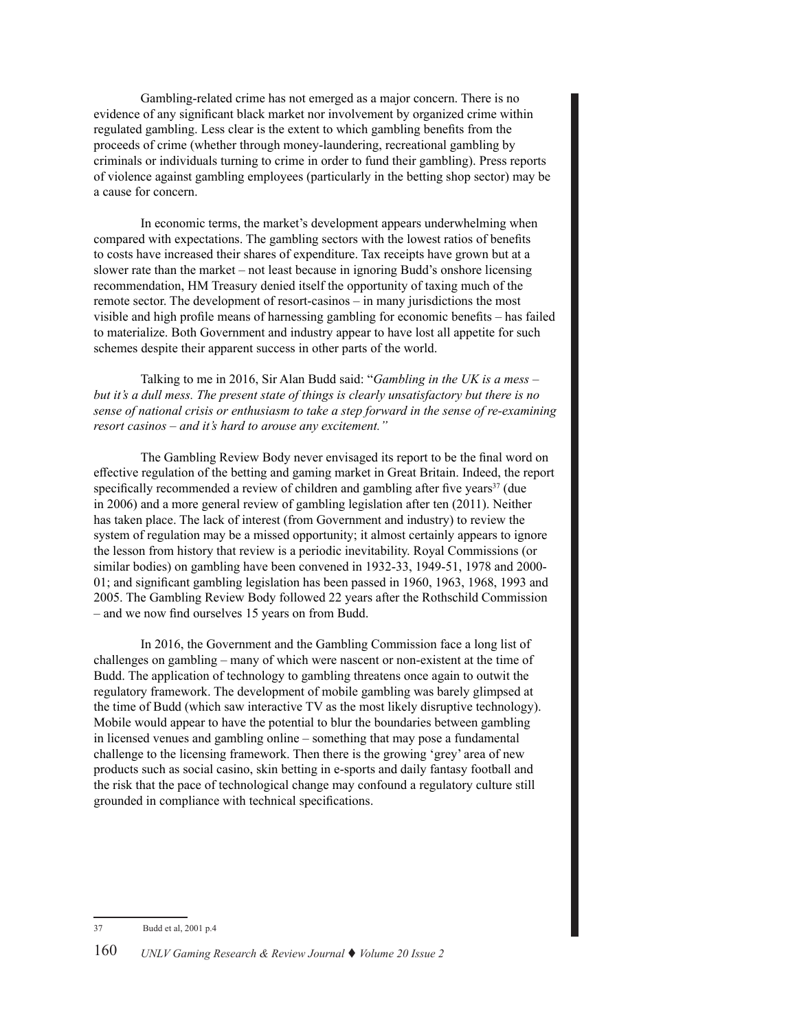Gambling-related crime has not emerged as a major concern. There is no evidence of any significant black market nor involvement by organized crime within regulated gambling. Less clear is the extent to which gambling benefits from the proceeds of crime (whether through money-laundering, recreational gambling by criminals or individuals turning to crime in order to fund their gambling). Press reports of violence against gambling employees (particularly in the betting shop sector) may be a cause for concern.

In economic terms, the market's development appears underwhelming when compared with expectations. The gambling sectors with the lowest ratios of benefits to costs have increased their shares of expenditure. Tax receipts have grown but at a slower rate than the market – not least because in ignoring Budd's onshore licensing recommendation, HM Treasury denied itself the opportunity of taxing much of the remote sector. The development of resort-casinos – in many jurisdictions the most visible and high profile means of harnessing gambling for economic benefits – has failed to materialize. Both Government and industry appear to have lost all appetite for such schemes despite their apparent success in other parts of the world.

Talking to me in 2016, Sir Alan Budd said: "*Gambling in the UK is a mess – but it's a dull mess. The present state of things is clearly unsatisfactory but there is no sense of national crisis or enthusiasm to take a step forward in the sense of re-examining resort casinos – and it's hard to arouse any excitement."*

The Gambling Review Body never envisaged its report to be the final word on effective regulation of the betting and gaming market in Great Britain. Indeed, the report specifically recommended a review of children and gambling after five years[37] (due in 2006) and a more general review of gambling legislation after ten (2011). Neither has taken place. The lack of interest (from Government and industry) to review the system of regulation may be a missed opportunity; it almost certainly appears to ignore the lesson from history that review is a periodic inevitability. Royal Commissions (or similar bodies) on gambling have been convened in 1932-33, 1949-51, 1978 and 2000-01; and significant gambling legislation has been passed in 1960, 1963, 1968, 1993 and 2005. The Gambling Review Body followed 22 years after the Rothschild Commission – and we now find ourselves 15 years on from Budd.

In 2016, the Government and the Gambling Commission face a long list of challenges on gambling – many of which were nascent or non-existent at the time of Budd. The application of technology to gambling threatens once again to outwit the regulatory framework. The development of mobile gambling was barely glimpsed at the time of Budd (which saw interactive TV as the most likely disruptive technology). Mobile would appear to have the potential to blur the boundaries between gambling in licensed venues and gambling online – something that may pose a fundamental challenge to the licensing framework. Then there is the growing 'grey' area of new products such as social casino, skin betting in e-sports and daily fantasy football and the risk that the pace of technological change may confound a regulatory culture still grounded in compliance with technical specifications.

---

37 Budd et al, 2001 p.4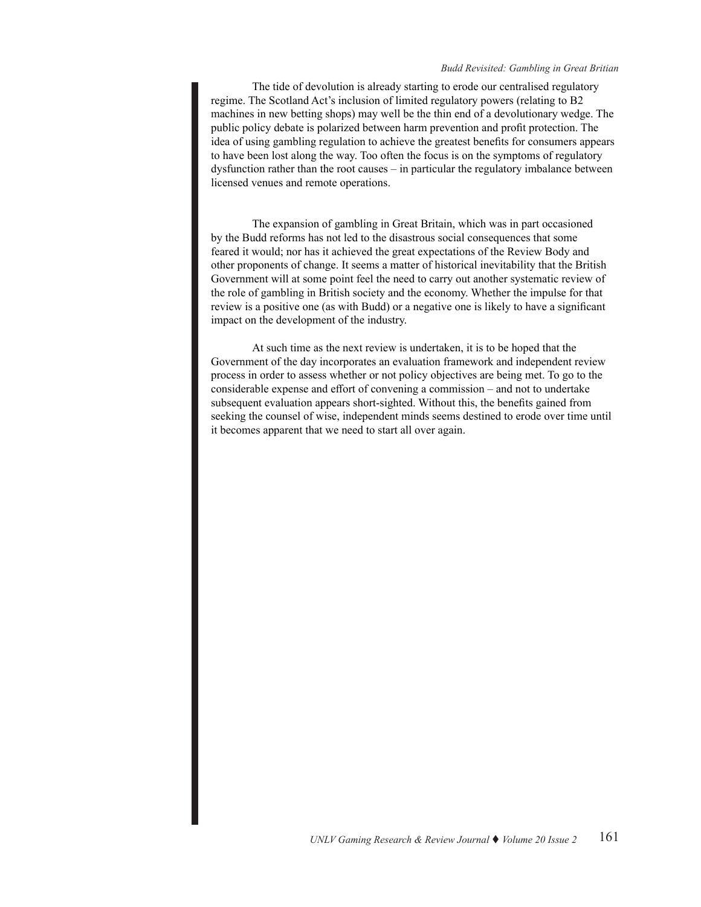The tide of devolution is already starting to erode our centralised regulatory regime. The Scotland Act's inclusion of limited regulatory powers (relating to B2 machines in new betting shops) may well be the thin end of a devolutionary wedge. The public policy debate is polarized between harm prevention and profit protection. The idea of using gambling regulation to achieve the greatest benefits for consumers appears to have been lost along the way. Too often the focus is on the symptoms of regulatory dysfunction rather than the root causes – in particular the regulatory imbalance between licensed venues and remote operations.

The expansion of gambling in Great Britain, which was in part occasioned by the Budd reforms has not led to the disastrous social consequences that some feared it would; nor has it achieved the great expectations of the Review Body and other proponents of change. It seems a matter of historical inevitability that the British Government will at some point feel the need to carry out another systematic review of the role of gambling in British society and the economy. Whether the impulse for that review is a positive one (as with Budd) or a negative one is likely to have a significant impact on the development of the industry.

At such time as the next review is undertaken, it is to be hoped that the Government of the day incorporates an evaluation framework and independent review process in order to assess whether or not policy objectives are being met. To go to the considerable expense and effort of convening a commission – and not to undertake subsequent evaluation appears short-sighted. Without this, the benefits gained from seeking the counsel of wise, independent minds seems destined to erode over time until it becomes apparent that we need to start all over again.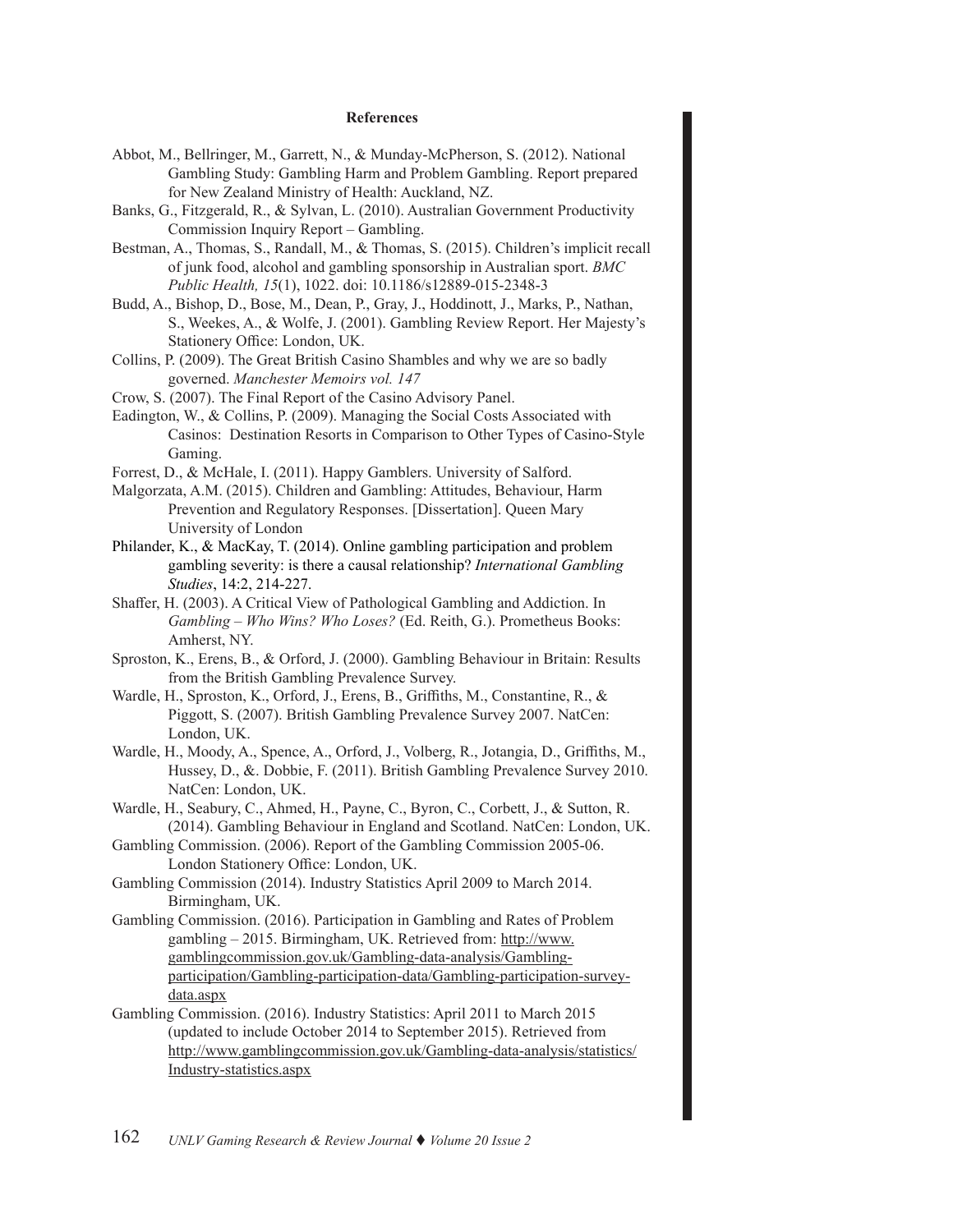## References

Abbot, M., Bellringer, M., Garrett, N., & Munday-McPherson, S. (2012). National Gambling Study: Gambling Harm and Problem Gambling. Report prepared for New Zealand Ministry of Health: Auckland, NZ.

Banks, G., Fitzgerald, R., & Sylvan, L. (2010). Australian Government Productivity Commission Inquiry Report – Gambling.

Bestman, A., Thomas, S., Randall, M., & Thomas, S. (2015). Children's implicit recall of junk food, alcohol and gambling sponsorship in Australian sport. *BMC Public Health, 15*(1), 1022. doi: 10.1186/s12889-015-2348-3

Budd, A., Bishop, D., Bose, M., Dean, P., Gray, J., Hoddinott, J., Marks, P., Nathan, S., Weekes, A., & Wolfe, J. (2001). Gambling Review Report. Her Majesty's Stationery Office: London, UK.

Collins, P. (2009). The Great British Casino Shambles and why we are so badly governed. *Manchester Memoirs vol. 147*

Crow, S. (2007). The Final Report of the Casino Advisory Panel.

Eadington, W., & Collins, P. (2009). Managing the Social Costs Associated with Casinos: Destination Resorts in Comparison to Other Types of Casino-Style Gaming.

Forrest, D., & McHale, I. (2011). Happy Gamblers. University of Salford.

Malgorzata, A.M. (2015). Children and Gambling: Attitudes, Behaviour, Harm Prevention and Regulatory Responses. [Dissertation]. Queen Mary University of London

Philander, K., & MacKay, T. (2014). Online gambling participation and problem gambling severity: is there a causal relationship? *International Gambling Studies*, 14:2, 214-227.

Shaffer, H. (2003). A Critical View of Pathological Gambling and Addiction. In *Gambling – Who Wins? Who Loses?* (Ed. Reith, G.). Prometheus Books: Amherst, NY.

Sproston, K., Erens, B., & Orford, J. (2000). Gambling Behaviour in Britain: Results from the British Gambling Prevalence Survey.

Wardle, H., Sproston, K., Orford, J., Erens, B., Griffiths, M., Constantine, R., & Piggott, S. (2007). British Gambling Prevalence Survey 2007. NatCen: London, UK.

Wardle, H., Moody, A., Spence, A., Orford, J., Volberg, R., Jotangia, D., Griffiths, M., Hussey, D., &. Dobbie, F. (2011). British Gambling Prevalence Survey 2010. NatCen: London, UK.

Wardle, H., Seabury, C., Ahmed, H., Payne, C., Byron, C., Corbett, J., & Sutton, R. (2014). Gambling Behaviour in England and Scotland. NatCen: London, UK.

Gambling Commission. (2006). Report of the Gambling Commission 2005-06. London Stationery Office: London, UK.

Gambling Commission (2014). Industry Statistics April 2009 to March 2014. Birmingham, UK.

Gambling Commission. (2016). Participation in Gambling and Rates of Problem gambling – 2015. Birmingham, UK. Retrieved from: http://www.gamblingcommission.gov.uk/Gambling-data-analysis/Gambling-participation/Gambling-participation-data/Gambling-participation-survey-data.aspx

Gambling Commission. (2016). Industry Statistics: April 2011 to March 2015 (updated to include October 2014 to September 2015). Retrieved from http://www.gamblingcommission.gov.uk/Gambling-data-analysis/statistics/Industry-statistics.aspx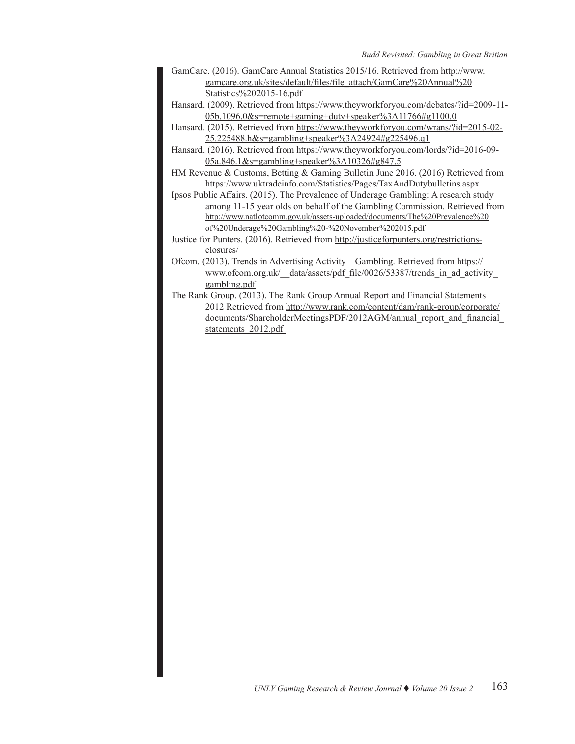GamCare. (2016). GamCare Annual Statistics 2015/16. Retrieved from http://www.gamcare.org.uk/sites/default/files/file_attach/GamCare%20Annual%20Statistics%202015-16.pdf

Hansard. (2009). Retrieved from https://www.theyworkforyou.com/debates/?id=2009-11-05b.1096.0&s=remote+gaming+duty+speaker%3A11766#g1100.0

Hansard. (2015). Retrieved from https://www.theyworkforyou.com/wrans/?id=2015-02-25.225488.h&s=gambling+speaker%3A24924#g225496.q1

Hansard. (2016). Retrieved from https://www.theyworkforyou.com/lords/?id=2016-09-05a.846.1&s=gambling+speaker%3A10326#g847.5

HM Revenue & Customs, Betting & Gaming Bulletin June 2016. (2016) Retrieved from https://www.uktradeinfo.com/Statistics/Pages/TaxAndDutybulletins.aspx

Ipsos Public Affairs. (2015). The Prevalence of Underage Gambling: A research study among 11-15 year olds on behalf of the Gambling Commission. Retrieved from http://www.natlotcomm.gov.uk/assets-uploaded/documents/The%20Prevalence%20of%20Underage%20Gambling%20-%20November%202015.pdf

Justice for Punters. (2016). Retrieved from http://justiceforpunters.org/restrictions-closures/

Ofcom. (2013). Trends in Advertising Activity – Gambling. Retrieved from https://www.ofcom.org.uk/__data/assets/pdf_file/0026/53387/trends_in_ad_activity_gambling.pdf

The Rank Group. (2013). The Rank Group Annual Report and Financial Statements 2012 Retrieved from http://www.rank.com/content/dam/rank-group/corporate/documents/ShareholderMeetingsPDF/2012AGM/annual_report_and_financial_statements_2012.pdf